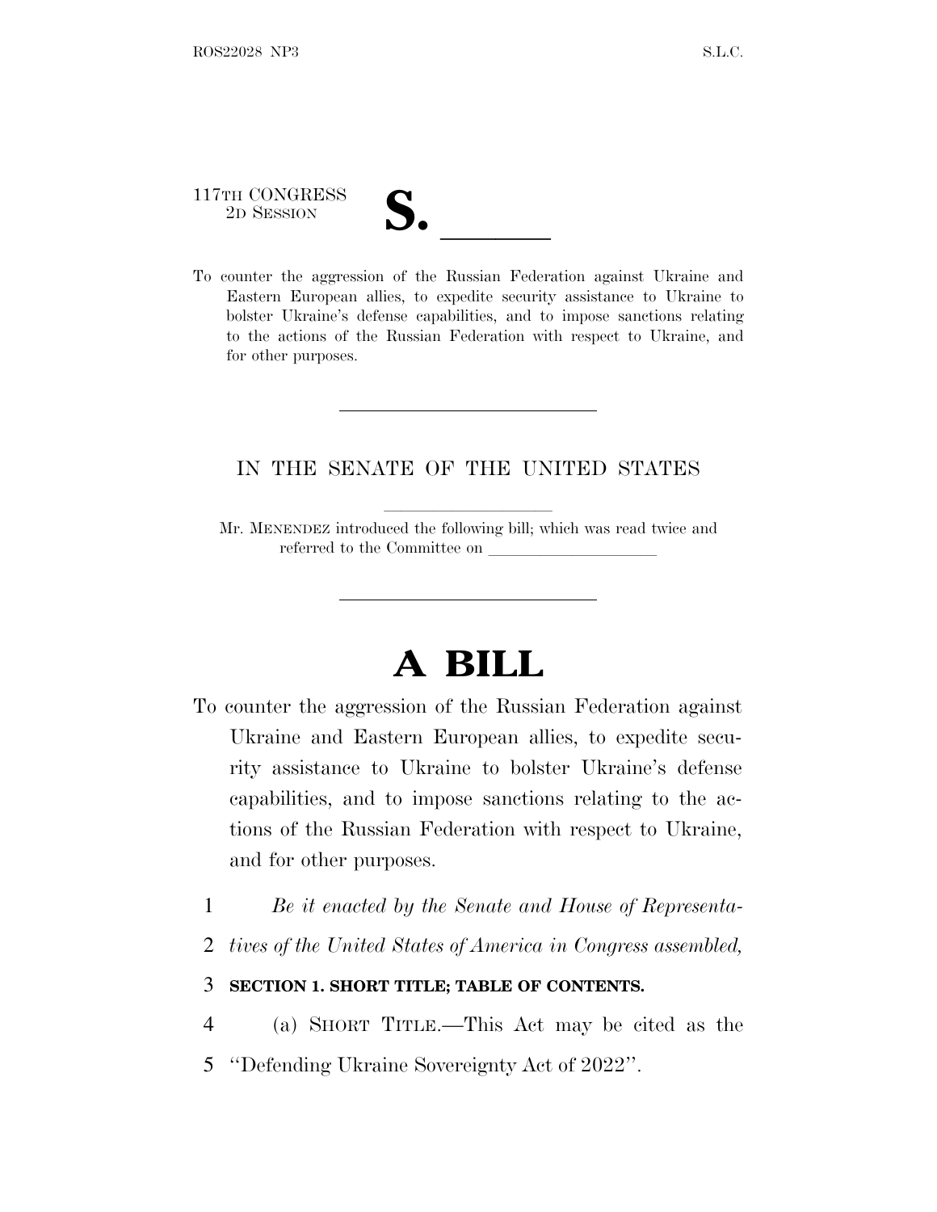117TH CONGRESS
2D SESSION

# S. ______

To counter the aggression of the Russian Federation against Ukraine and Eastern European allies, to expedite security assistance to Ukraine to bolster Ukraine's defense capabilities, and to impose sanctions relating to the actions of the Russian Federation with respect to Ukraine, and for other purposes.

---

IN THE SENATE OF THE UNITED STATES

Mr. MENENDEZ introduced the following bill; which was read twice and referred to the Committee on ____________________

---

# A BILL

To counter the aggression of the Russian Federation against Ukraine and Eastern European allies, to expedite security assistance to Ukraine to bolster Ukraine's defense capabilities, and to impose sanctions relating to the actions of the Russian Federation with respect to Ukraine, and for other purposes.

1 *Be it enacted by the Senate and House of Representa-*
2 *tives of the United States of America in Congress assembled,*

3 **SECTION 1. SHORT TITLE; TABLE OF CONTENTS.**

4 (a) SHORT TITLE.—This Act may be cited as the
5 "Defending Ukraine Sovereignty Act of 2022".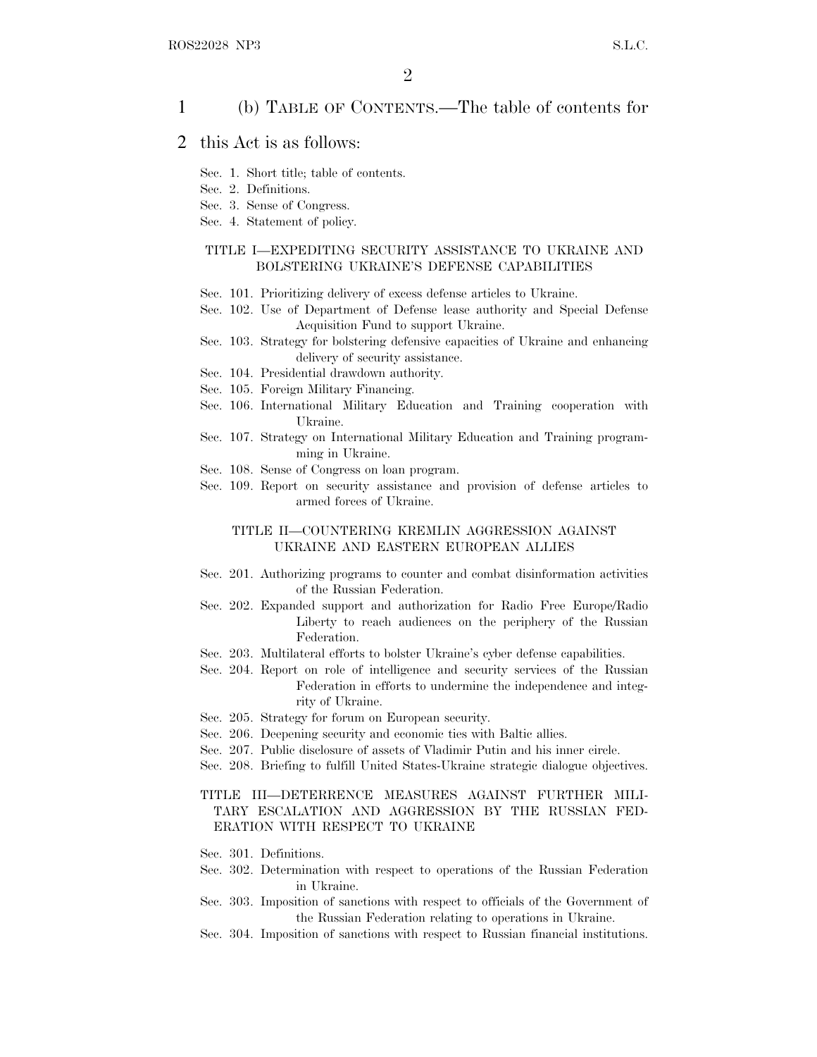(b) TABLE OF CONTENTS.—The table of contents for this Act is as follows:

Sec. 1. Short title; table of contents.
Sec. 2. Definitions.
Sec. 3. Sense of Congress.
Sec. 4. Statement of policy.

TITLE I—EXPEDITING SECURITY ASSISTANCE TO UKRAINE AND BOLSTERING UKRAINE'S DEFENSE CAPABILITIES

Sec. 101. Prioritizing delivery of excess defense articles to Ukraine.
Sec. 102. Use of Department of Defense lease authority and Special Defense Acquisition Fund to support Ukraine.
Sec. 103. Strategy for bolstering defensive capacities of Ukraine and enhancing delivery of security assistance.
Sec. 104. Presidential drawdown authority.
Sec. 105. Foreign Military Financing.
Sec. 106. International Military Education and Training cooperation with Ukraine.
Sec. 107. Strategy on International Military Education and Training programming in Ukraine.
Sec. 108. Sense of Congress on loan program.
Sec. 109. Report on security assistance and provision of defense articles to armed forces of Ukraine.

TITLE II—COUNTERING KREMLIN AGGRESSION AGAINST UKRAINE AND EASTERN EUROPEAN ALLIES

Sec. 201. Authorizing programs to counter and combat disinformation activities of the Russian Federation.
Sec. 202. Expanded support and authorization for Radio Free Europe/Radio Liberty to reach audiences on the periphery of the Russian Federation.
Sec. 203. Multilateral efforts to bolster Ukraine's cyber defense capabilities.
Sec. 204. Report on role of intelligence and security services of the Russian Federation in efforts to undermine the independence and integrity of Ukraine.
Sec. 205. Strategy for forum on European security.
Sec. 206. Deepening security and economic ties with Baltic allies.
Sec. 207. Public disclosure of assets of Vladimir Putin and his inner circle.
Sec. 208. Briefing to fulfill United States-Ukraine strategic dialogue objectives.

TITLE III—DETERRENCE MEASURES AGAINST FURTHER MILITARY ESCALATION AND AGGRESSION BY THE RUSSIAN FEDERATION WITH RESPECT TO UKRAINE

Sec. 301. Definitions.
Sec. 302. Determination with respect to operations of the Russian Federation in Ukraine.
Sec. 303. Imposition of sanctions with respect to officials of the Government of the Russian Federation relating to operations in Ukraine.
Sec. 304. Imposition of sanctions with respect to Russian financial institutions.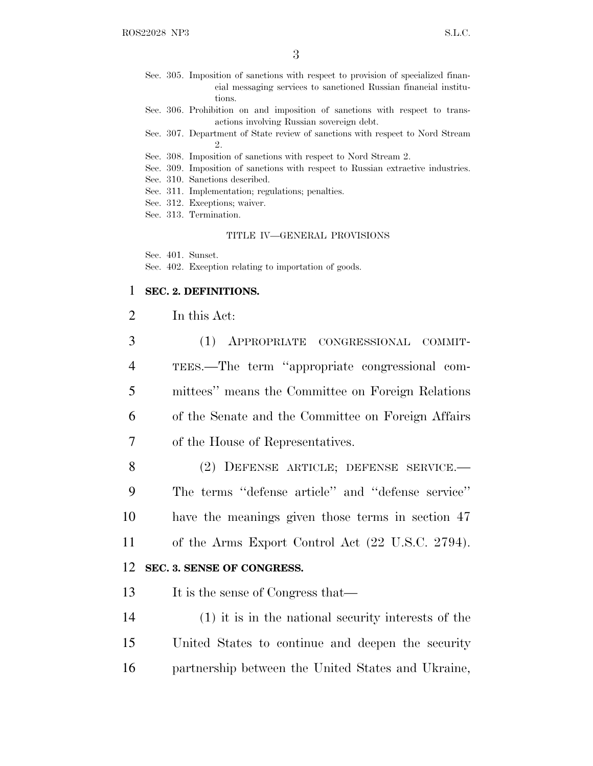Sec. 305. Imposition of sanctions with respect to provision of specialized financial messaging services to sanctioned Russian financial institutions.
Sec. 306. Prohibition on and imposition of sanctions with respect to transactions involving Russian sovereign debt.
Sec. 307. Department of State review of sanctions with respect to Nord Stream 2.
Sec. 308. Imposition of sanctions with respect to Nord Stream 2.
Sec. 309. Imposition of sanctions with respect to Russian extractive industries.
Sec. 310. Sanctions described.
Sec. 311. Implementation; regulations; penalties.
Sec. 312. Exceptions; waiver.
Sec. 313. Termination.

TITLE IV—GENERAL PROVISIONS

Sec. 401. Sunset.
Sec. 402. Exception relating to importation of goods.

**SEC. 2. DEFINITIONS.**

In this Act:

(1) APPROPRIATE CONGRESSIONAL COMMITTEES.—The term ''appropriate congressional committees'' means the Committee on Foreign Relations of the Senate and the Committee on Foreign Affairs of the House of Representatives.

(2) DEFENSE ARTICLE; DEFENSE SERVICE.—The terms ''defense article'' and ''defense service'' have the meanings given those terms in section 47 of the Arms Export Control Act (22 U.S.C. 2794).

**SEC. 3. SENSE OF CONGRESS.**

It is the sense of Congress that—

(1) it is in the national security interests of the United States to continue and deepen the security partnership between the United States and Ukraine,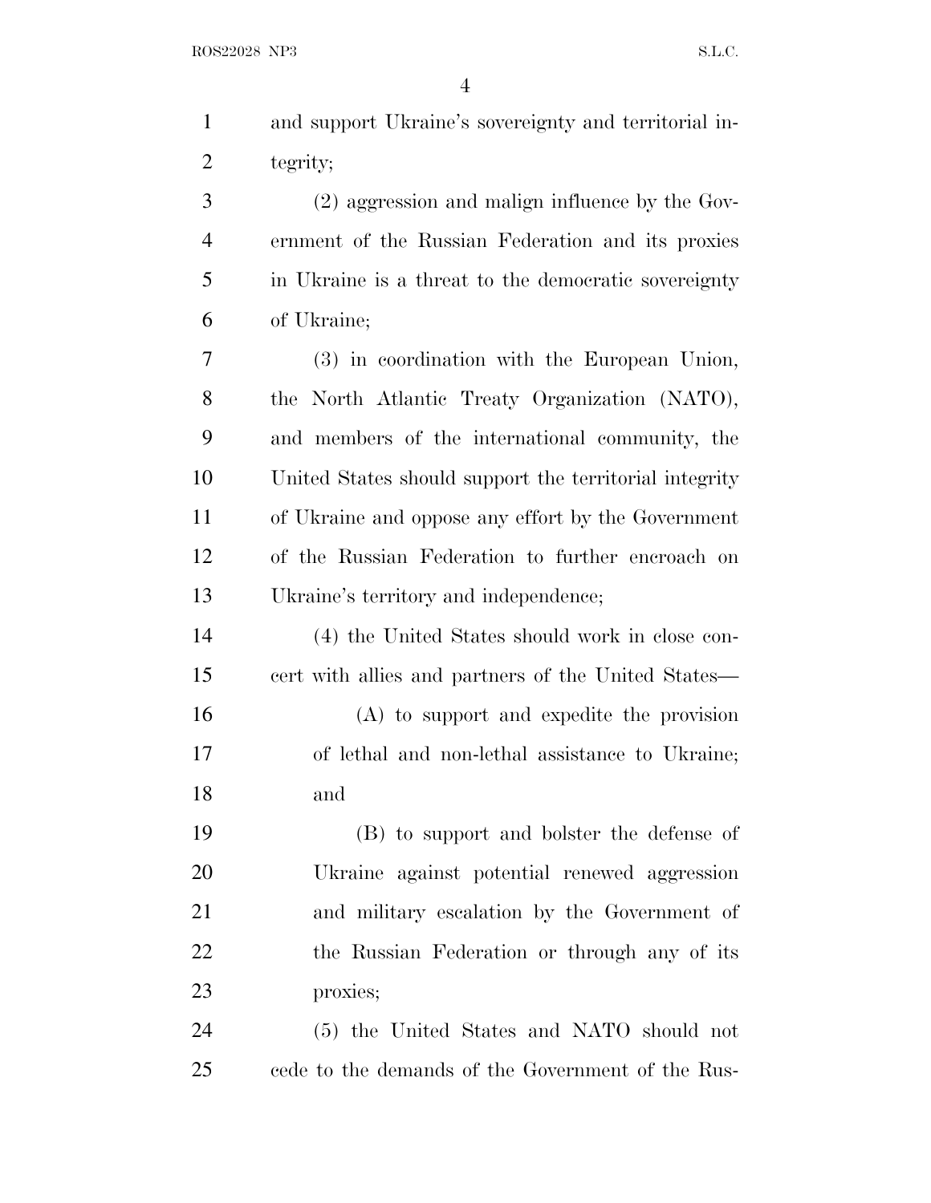and support Ukraine's sovereignty and territorial integrity;

(2) aggression and malign influence by the Government of the Russian Federation and its proxies in Ukraine is a threat to the democratic sovereignty of Ukraine;

(3) in coordination with the European Union, the North Atlantic Treaty Organization (NATO), and members of the international community, the United States should support the territorial integrity of Ukraine and oppose any effort by the Government of the Russian Federation to further encroach on Ukraine's territory and independence;

(4) the United States should work in close concert with allies and partners of the United States—

(A) to support and expedite the provision of lethal and non-lethal assistance to Ukraine; and

(B) to support and bolster the defense of Ukraine against potential renewed aggression and military escalation by the Government of the Russian Federation or through any of its proxies;

(5) the United States and NATO should not cede to the demands of the Government of the Rus-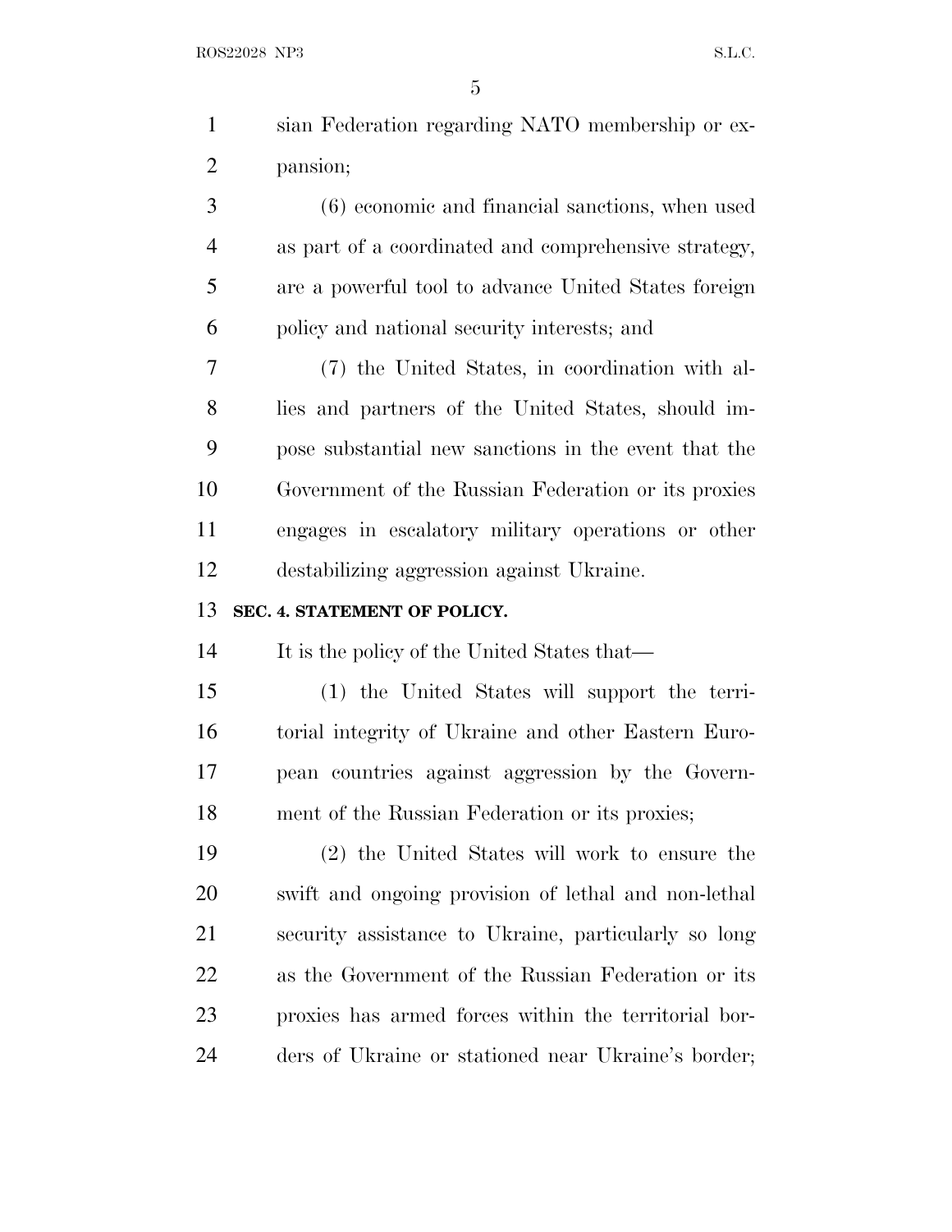sian Federation regarding NATO membership or expansion;

(6) economic and financial sanctions, when used as part of a coordinated and comprehensive strategy, are a powerful tool to advance United States foreign policy and national security interests; and

(7) the United States, in coordination with allies and partners of the United States, should impose substantial new sanctions in the event that the Government of the Russian Federation or its proxies engages in escalatory military operations or other destabilizing aggression against Ukraine.

**SEC. 4. STATEMENT OF POLICY.**

It is the policy of the United States that—

(1) the United States will support the territorial integrity of Ukraine and other Eastern European countries against aggression by the Government of the Russian Federation or its proxies;

(2) the United States will work to ensure the swift and ongoing provision of lethal and non-lethal security assistance to Ukraine, particularly so long as the Government of the Russian Federation or its proxies has armed forces within the territorial borders of Ukraine or stationed near Ukraine's border;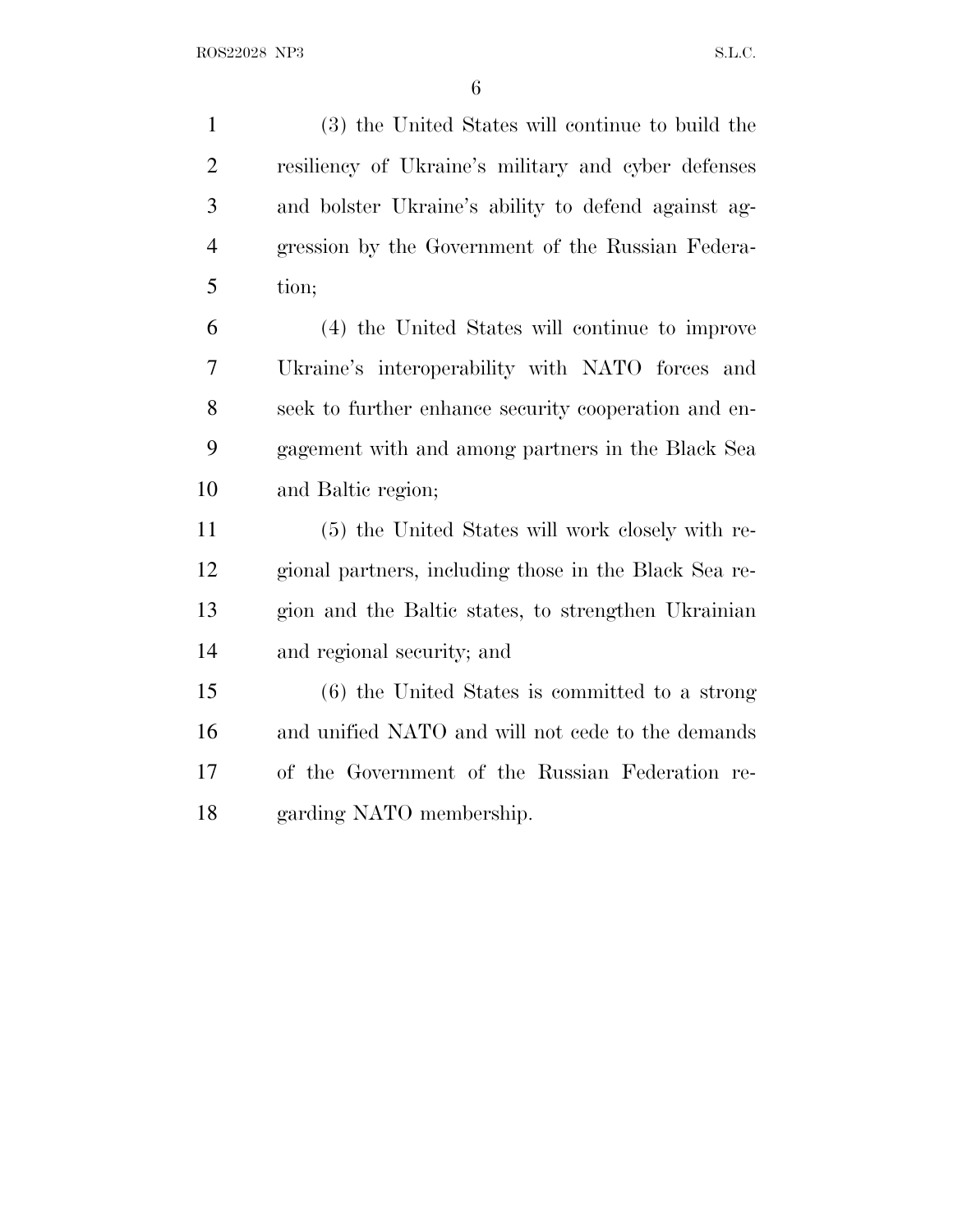(3) the United States will continue to build the resiliency of Ukraine's military and cyber defenses and bolster Ukraine's ability to defend against aggression by the Government of the Russian Federation;

(4) the United States will continue to improve Ukraine's interoperability with NATO forces and seek to further enhance security cooperation and engagement with and among partners in the Black Sea and Baltic region;

(5) the United States will work closely with regional partners, including those in the Black Sea region and the Baltic states, to strengthen Ukrainian and regional security; and

(6) the United States is committed to a strong and unified NATO and will not cede to the demands of the Government of the Russian Federation regarding NATO membership.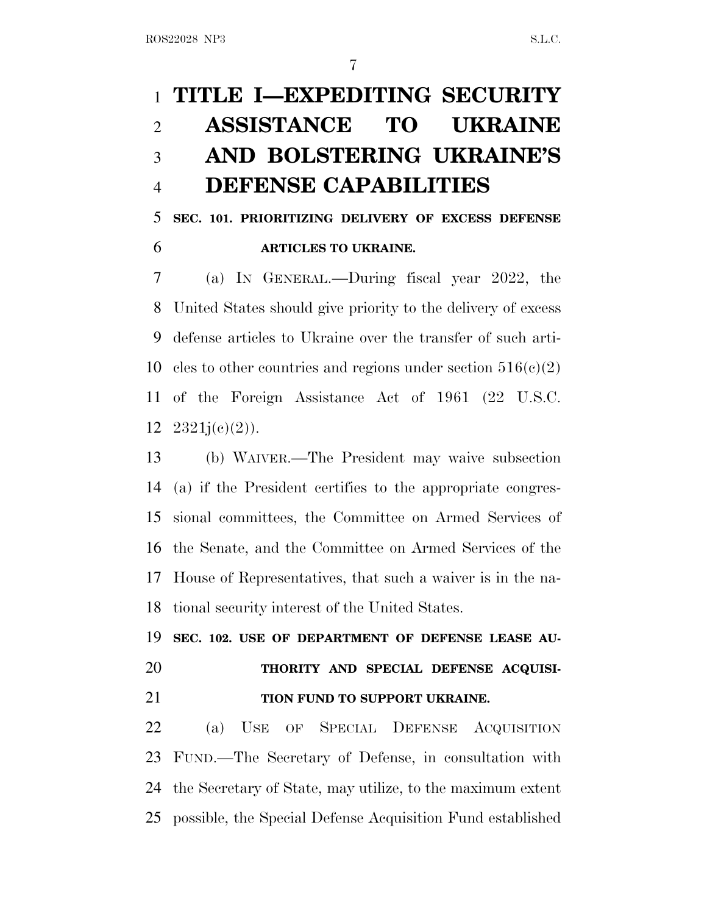# TITLE I—EXPEDITING SECURITY ASSISTANCE TO UKRAINE AND BOLSTERING UKRAINE'S DEFENSE CAPABILITIES

## SEC. 101. PRIORITIZING DELIVERY OF EXCESS DEFENSE ARTICLES TO UKRAINE.

(a) IN GENERAL.—During fiscal year 2022, the United States should give priority to the delivery of excess defense articles to Ukraine over the transfer of such articles to other countries and regions under section 516(c)(2) of the Foreign Assistance Act of 1961 (22 U.S.C. 2321j(c)(2)).

(b) WAIVER.—The President may waive subsection (a) if the President certifies to the appropriate congressional committees, the Committee on Armed Services of the Senate, and the Committee on Armed Services of the House of Representatives, that such a waiver is in the national security interest of the United States.

## SEC. 102. USE OF DEPARTMENT OF DEFENSE LEASE AUTHORITY AND SPECIAL DEFENSE ACQUISITION FUND TO SUPPORT UKRAINE.

(a) USE OF SPECIAL DEFENSE ACQUISITION FUND.—The Secretary of Defense, in consultation with the Secretary of State, may utilize, to the maximum extent possible, the Special Defense Acquisition Fund established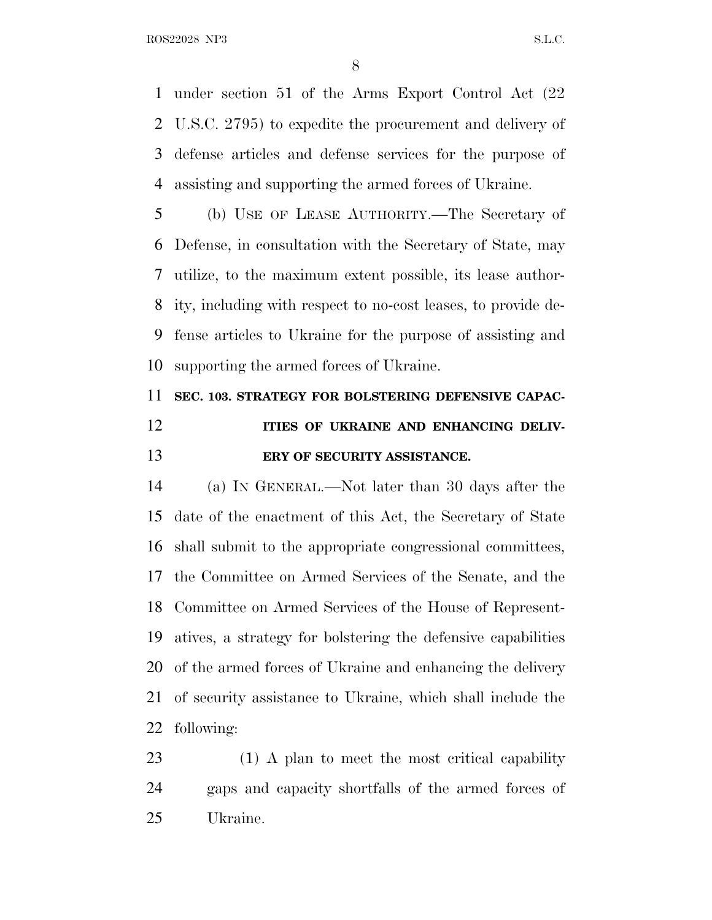under section 51 of the Arms Export Control Act (22 U.S.C. 2795) to expedite the procurement and delivery of defense articles and defense services for the purpose of assisting and supporting the armed forces of Ukraine.

(b) USE OF LEASE AUTHORITY.—The Secretary of Defense, in consultation with the Secretary of State, may utilize, to the maximum extent possible, its lease authority, including with respect to no-cost leases, to provide defense articles to Ukraine for the purpose of assisting and supporting the armed forces of Ukraine.

**SEC. 103. STRATEGY FOR BOLSTERING DEFENSIVE CAPACITIES OF UKRAINE AND ENHANCING DELIVERY OF SECURITY ASSISTANCE.**

(a) IN GENERAL.—Not later than 30 days after the date of the enactment of this Act, the Secretary of State shall submit to the appropriate congressional committees, the Committee on Armed Services of the Senate, and the Committee on Armed Services of the House of Representatives, a strategy for bolstering the defensive capabilities of the armed forces of Ukraine and enhancing the delivery of security assistance to Ukraine, which shall include the following:

(1) A plan to meet the most critical capability gaps and capacity shortfalls of the armed forces of Ukraine.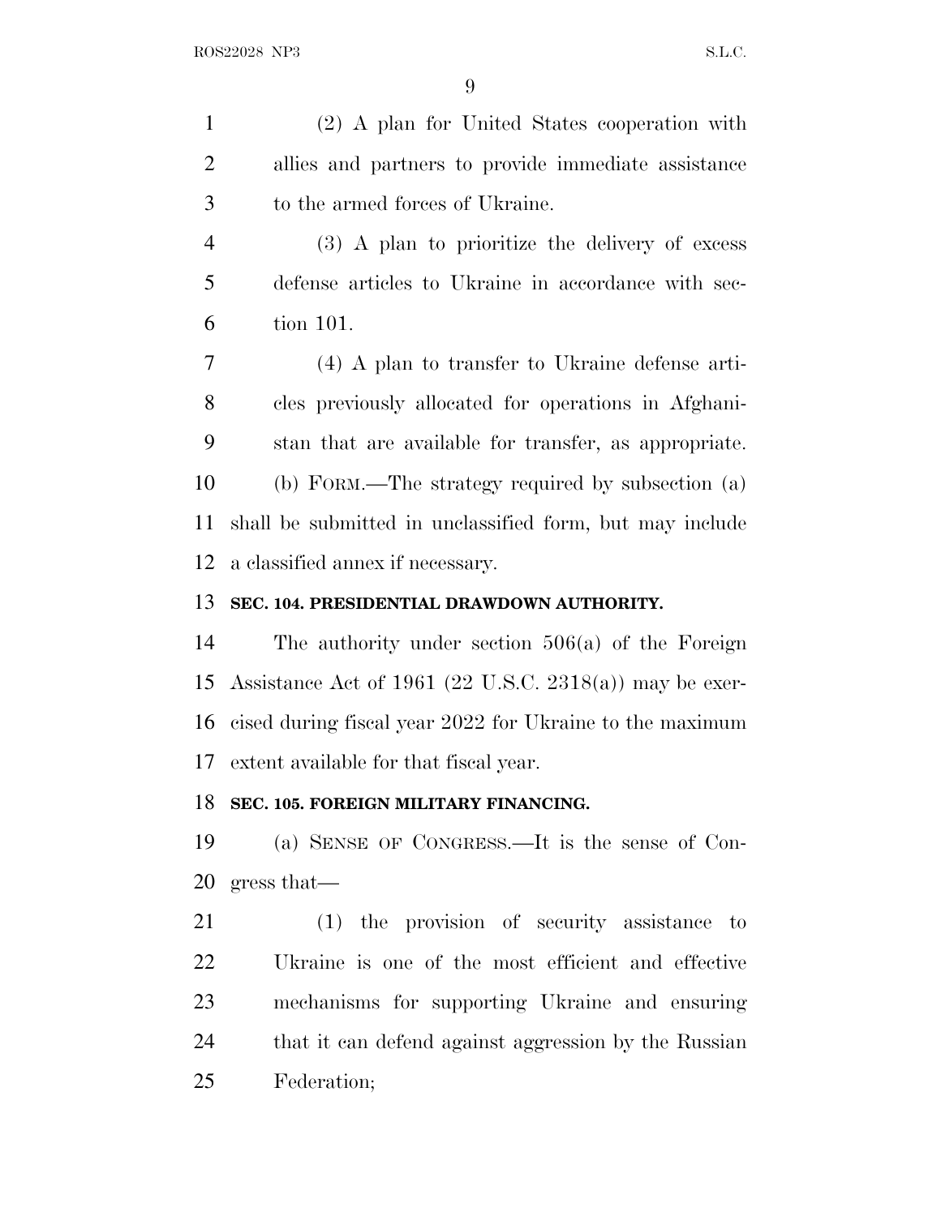(2) A plan for United States cooperation with allies and partners to provide immediate assistance to the armed forces of Ukraine.

(3) A plan to prioritize the delivery of excess defense articles to Ukraine in accordance with section 101.

(4) A plan to transfer to Ukraine defense articles previously allocated for operations in Afghanistan that are available for transfer, as appropriate.

(b) FORM.—The strategy required by subsection (a) shall be submitted in unclassified form, but may include a classified annex if necessary.

**SEC. 104. PRESIDENTIAL DRAWDOWN AUTHORITY.**

The authority under section 506(a) of the Foreign Assistance Act of 1961 (22 U.S.C. 2318(a)) may be exercised during fiscal year 2022 for Ukraine to the maximum extent available for that fiscal year.

**SEC. 105. FOREIGN MILITARY FINANCING.**

(a) SENSE OF CONGRESS.—It is the sense of Congress that—

(1) the provision of security assistance to Ukraine is one of the most efficient and effective mechanisms for supporting Ukraine and ensuring that it can defend against aggression by the Russian Federation;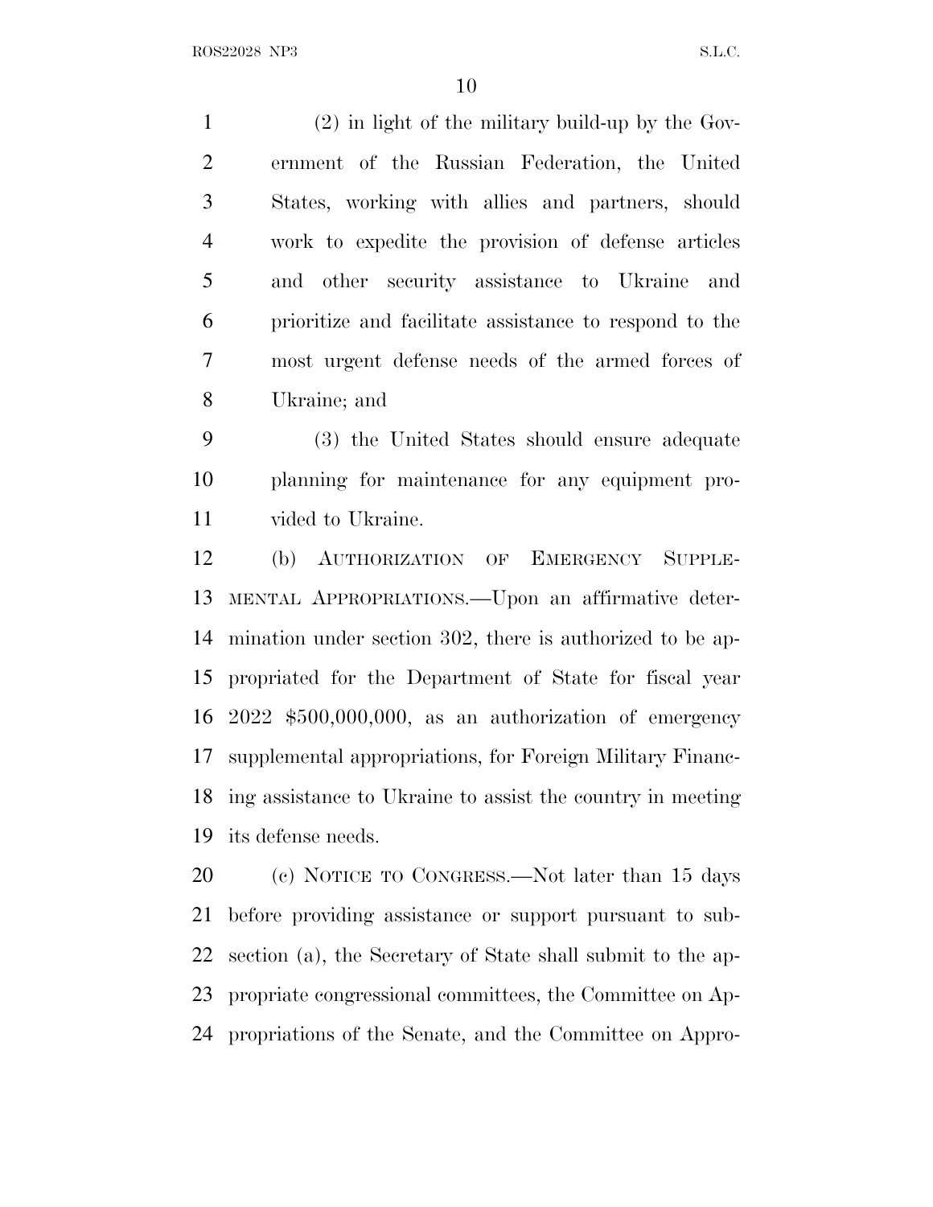(2) in light of the military build-up by the Government of the Russian Federation, the United States, working with allies and partners, should work to expedite the provision of defense articles and other security assistance to Ukraine and prioritize and facilitate assistance to respond to the most urgent defense needs of the armed forces of Ukraine; and

(3) the United States should ensure adequate planning for maintenance for any equipment provided to Ukraine.

(b) AUTHORIZATION OF EMERGENCY SUPPLEMENTAL APPROPRIATIONS.—Upon an affirmative determination under section 302, there is authorized to be appropriated for the Department of State for fiscal year 2022 $500,000,000, as an authorization of emergency supplemental appropriations, for Foreign Military Financing assistance to Ukraine to assist the country in meeting its defense needs.

(c) NOTICE TO CONGRESS.—Not later than 15 days before providing assistance or support pursuant to subsection (a), the Secretary of State shall submit to the appropriate congressional committees, the Committee on Appropriations of the Senate, and the Committee on Appro-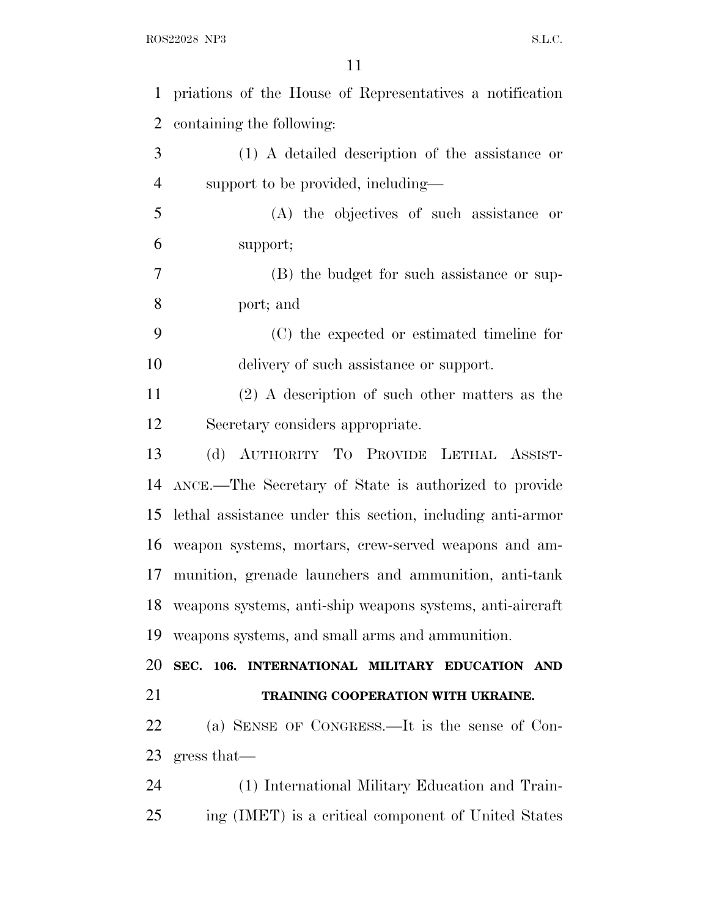priations of the House of Representatives a notification containing the following:

(1) A detailed description of the assistance or support to be provided, including—

(A) the objectives of such assistance or support;

(B) the budget for such assistance or support; and

(C) the expected or estimated timeline for delivery of such assistance or support.

(2) A description of such other matters as the Secretary considers appropriate.

(d) AUTHORITY TO PROVIDE LETHAL ASSISTANCE.—The Secretary of State is authorized to provide lethal assistance under this section, including anti-armor weapon systems, mortars, crew-served weapons and ammunition, grenade launchers and ammunition, anti-tank weapons systems, anti-ship weapons systems, anti-aircraft weapons systems, and small arms and ammunition.

**SEC. 106. INTERNATIONAL MILITARY EDUCATION AND TRAINING COOPERATION WITH UKRAINE.**

(a) SENSE OF CONGRESS.—It is the sense of Congress that—

(1) International Military Education and Training (IMET) is a critical component of United States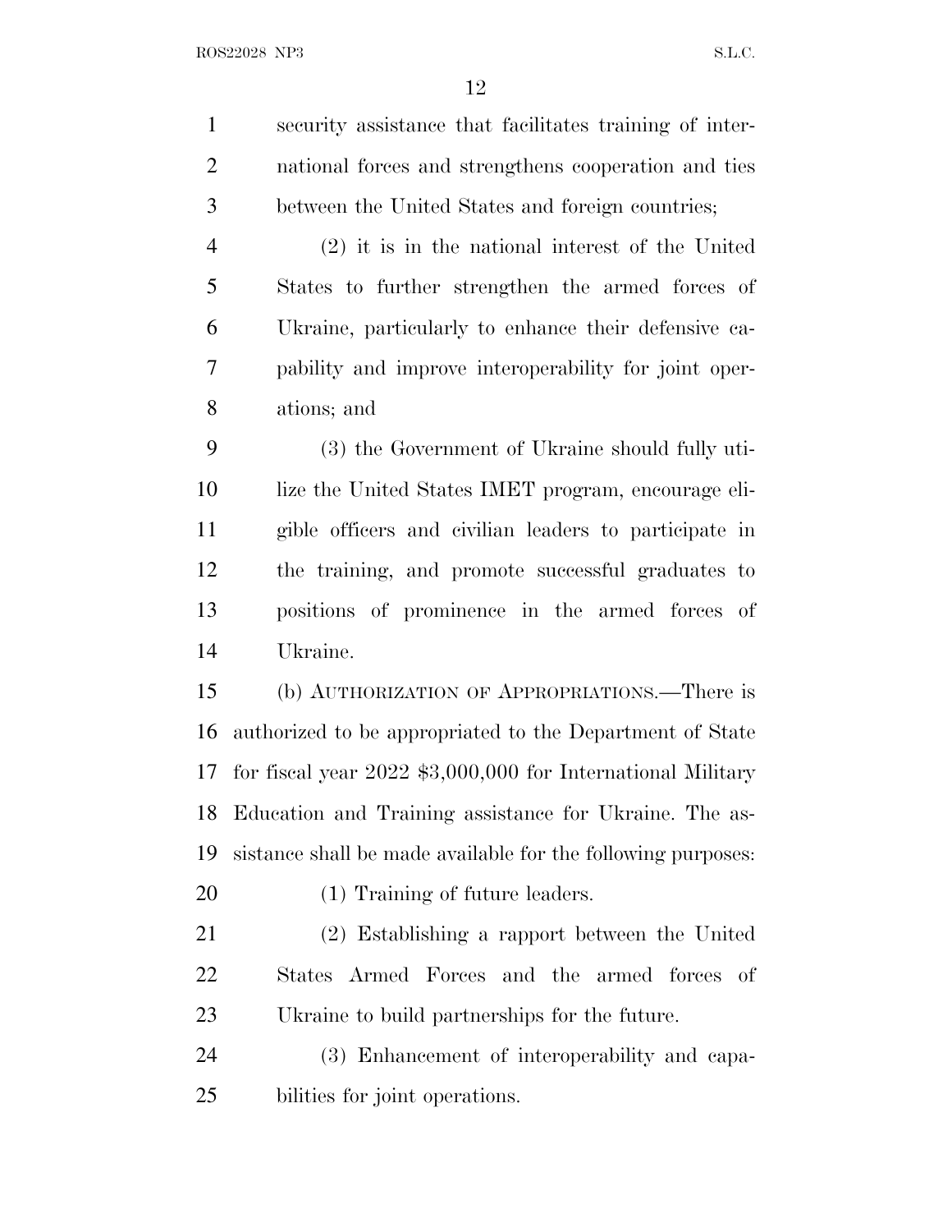security assistance that facilitates training of international forces and strengthens cooperation and ties between the United States and foreign countries;

(2) it is in the national interest of the United States to further strengthen the armed forces of Ukraine, particularly to enhance their defensive capability and improve interoperability for joint operations; and

(3) the Government of Ukraine should fully utilize the United States IMET program, encourage eligible officers and civilian leaders to participate in the training, and promote successful graduates to positions of prominence in the armed forces of Ukraine.

(b) AUTHORIZATION OF APPROPRIATIONS.—There is authorized to be appropriated to the Department of State for fiscal year 2022 $3,000,000 for International Military Education and Training assistance for Ukraine. The assistance shall be made available for the following purposes:

(1) Training of future leaders.

(2) Establishing a rapport between the United States Armed Forces and the armed forces of Ukraine to build partnerships for the future.

(3) Enhancement of interoperability and capabilities for joint operations.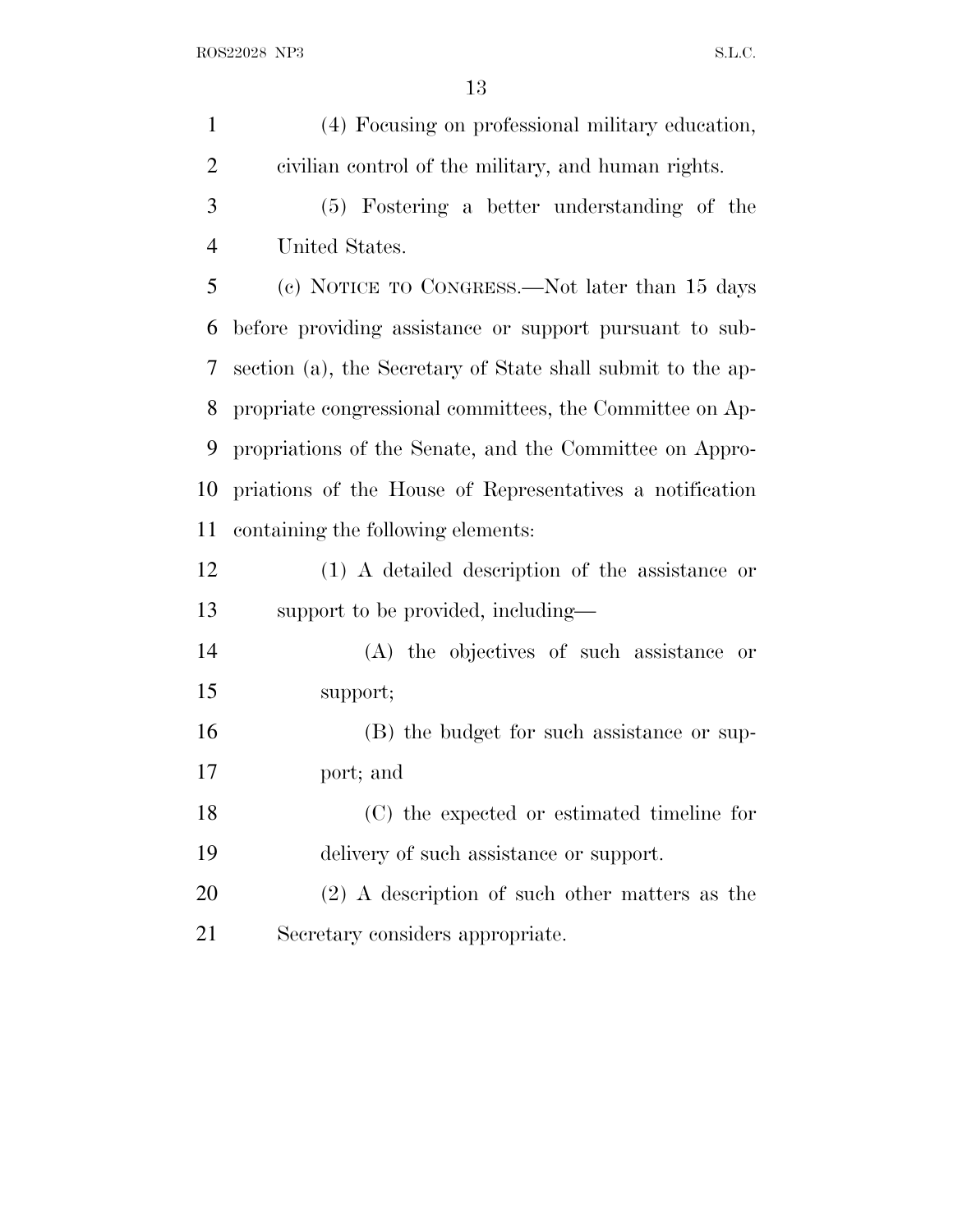(4) Focusing on professional military education, civilian control of the military, and human rights.

(5) Fostering a better understanding of the United States.

(c) NOTICE TO CONGRESS.—Not later than 15 days before providing assistance or support pursuant to subsection (a), the Secretary of State shall submit to the appropriate congressional committees, the Committee on Appropriations of the Senate, and the Committee on Appropriations of the House of Representatives a notification containing the following elements:

(1) A detailed description of the assistance or support to be provided, including—

(A) the objectives of such assistance or support;

(B) the budget for such assistance or support; and

(C) the expected or estimated timeline for delivery of such assistance or support.

(2) A description of such other matters as the Secretary considers appropriate.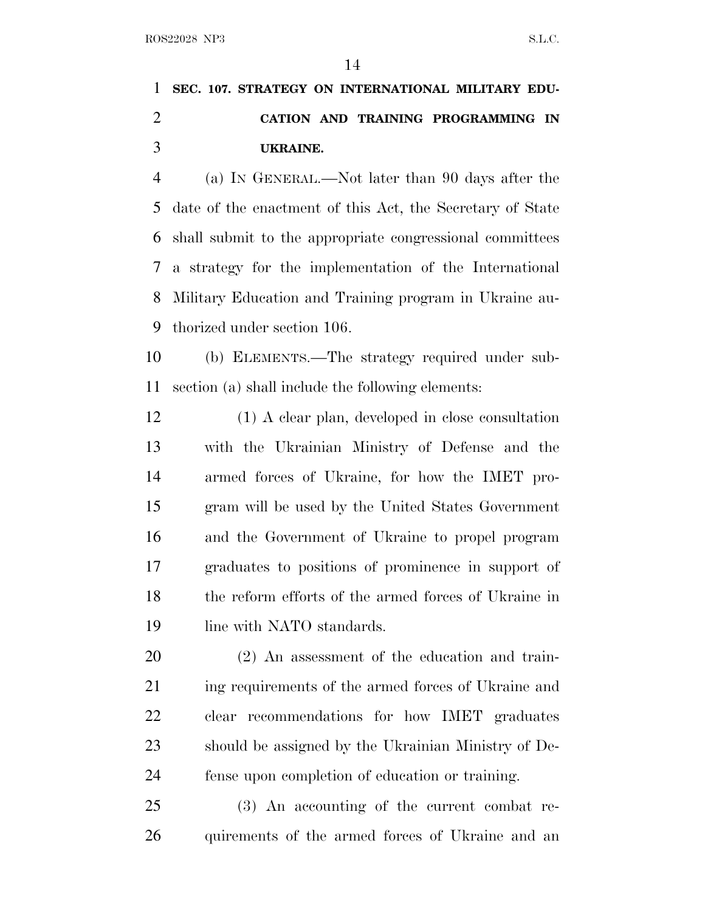## SEC. 107. STRATEGY ON INTERNATIONAL MILITARY EDUCATION AND TRAINING PROGRAMMING IN UKRAINE.

(a) IN GENERAL.—Not later than 90 days after the date of the enactment of this Act, the Secretary of State shall submit to the appropriate congressional committees a strategy for the implementation of the International Military Education and Training program in Ukraine authorized under section 106.

(b) ELEMENTS.—The strategy required under subsection (a) shall include the following elements:

(1) A clear plan, developed in close consultation with the Ukrainian Ministry of Defense and the armed forces of Ukraine, for how the IMET program will be used by the United States Government and the Government of Ukraine to propel program graduates to positions of prominence in support of the reform efforts of the armed forces of Ukraine in line with NATO standards.

(2) An assessment of the education and training requirements of the armed forces of Ukraine and clear recommendations for how IMET graduates should be assigned by the Ukrainian Ministry of Defense upon completion of education or training.

(3) An accounting of the current combat requirements of the armed forces of Ukraine and an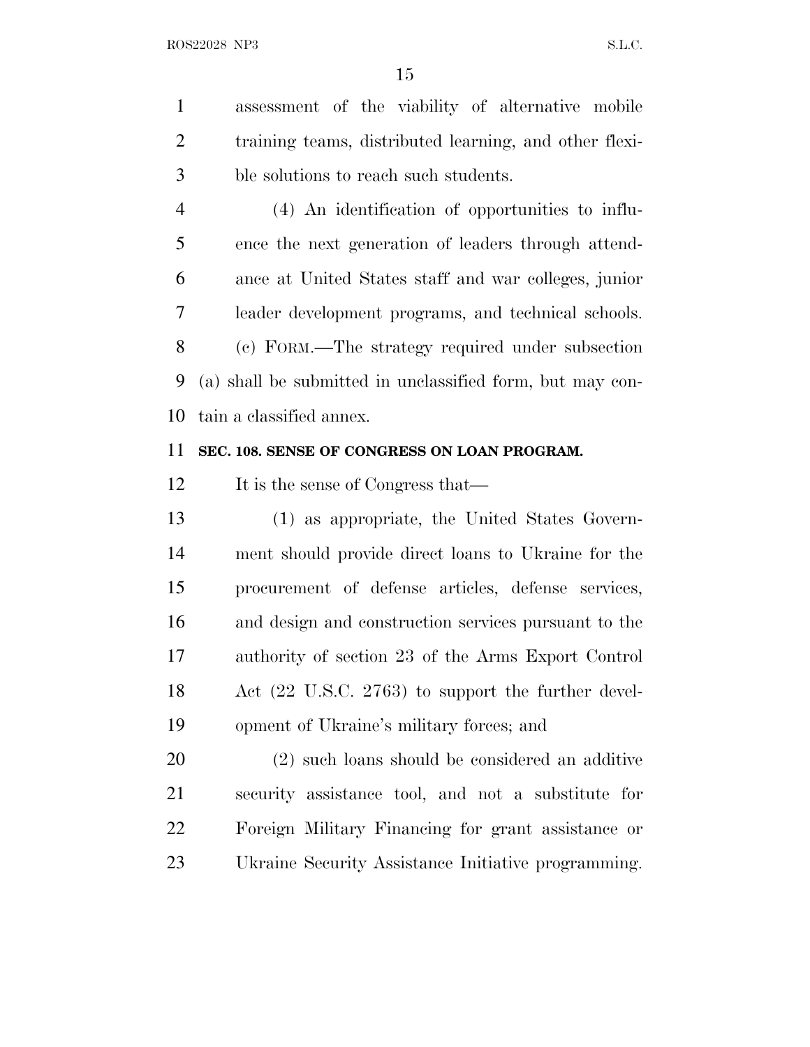assessment of the viability of alternative mobile training teams, distributed learning, and other flexible solutions to reach such students.

(4) An identification of opportunities to influence the next generation of leaders through attendance at United States staff and war colleges, junior leader development programs, and technical schools.

(c) FORM.—The strategy required under subsection (a) shall be submitted in unclassified form, but may contain a classified annex.

**SEC. 108. SENSE OF CONGRESS ON LOAN PROGRAM.**

It is the sense of Congress that—

(1) as appropriate, the United States Government should provide direct loans to Ukraine for the procurement of defense articles, defense services, and design and construction services pursuant to the authority of section 23 of the Arms Export Control Act (22 U.S.C. 2763) to support the further development of Ukraine's military forces; and

(2) such loans should be considered an additive security assistance tool, and not a substitute for Foreign Military Financing for grant assistance or Ukraine Security Assistance Initiative programming.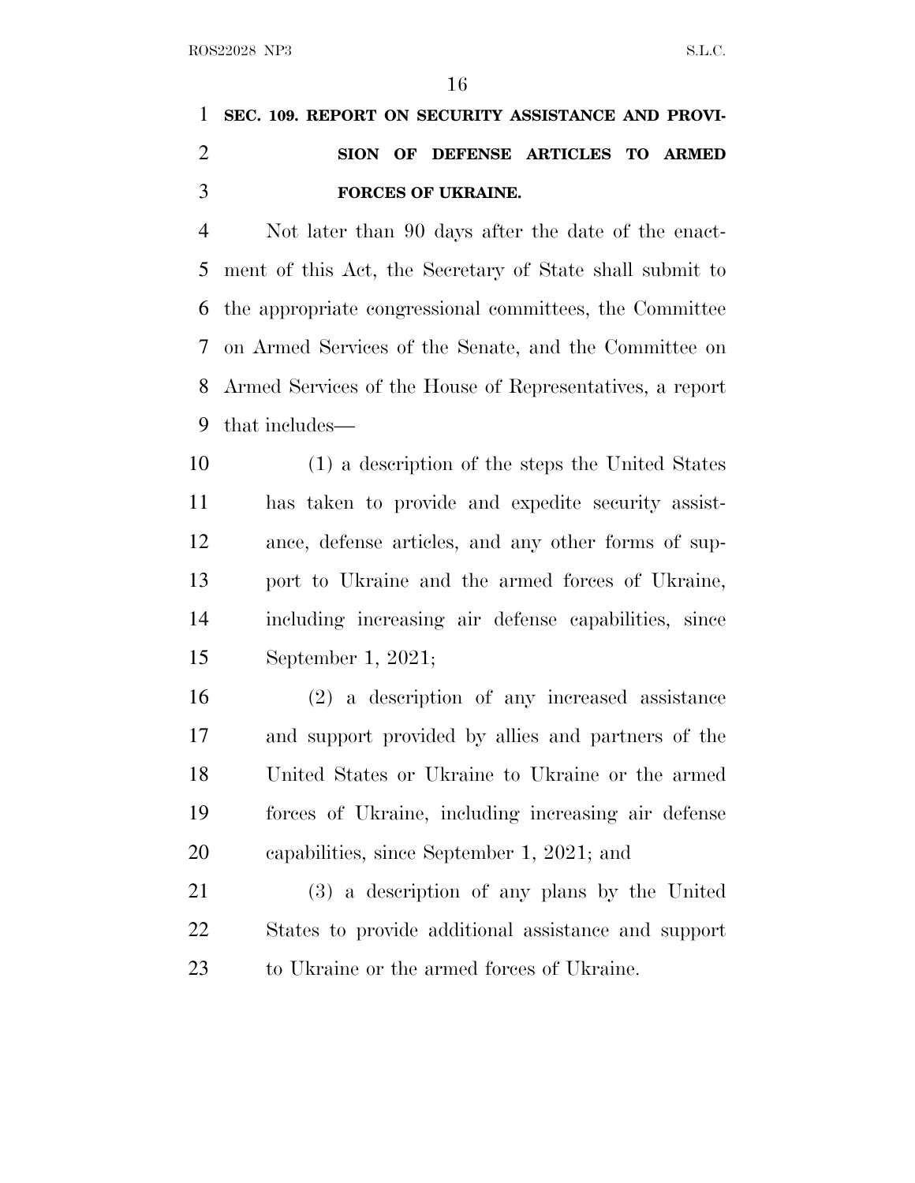**SEC. 109. REPORT ON SECURITY ASSISTANCE AND PROVISION OF DEFENSE ARTICLES TO ARMED FORCES OF UKRAINE.**

Not later than 90 days after the date of the enactment of this Act, the Secretary of State shall submit to the appropriate congressional committees, the Committee on Armed Services of the Senate, and the Committee on Armed Services of the House of Representatives, a report that includes—

(1) a description of the steps the United States has taken to provide and expedite security assistance, defense articles, and any other forms of support to Ukraine and the armed forces of Ukraine, including increasing air defense capabilities, since September 1, 2021;

(2) a description of any increased assistance and support provided by allies and partners of the United States or Ukraine to Ukraine or the armed forces of Ukraine, including increasing air defense capabilities, since September 1, 2021; and

(3) a description of any plans by the United States to provide additional assistance and support to Ukraine or the armed forces of Ukraine.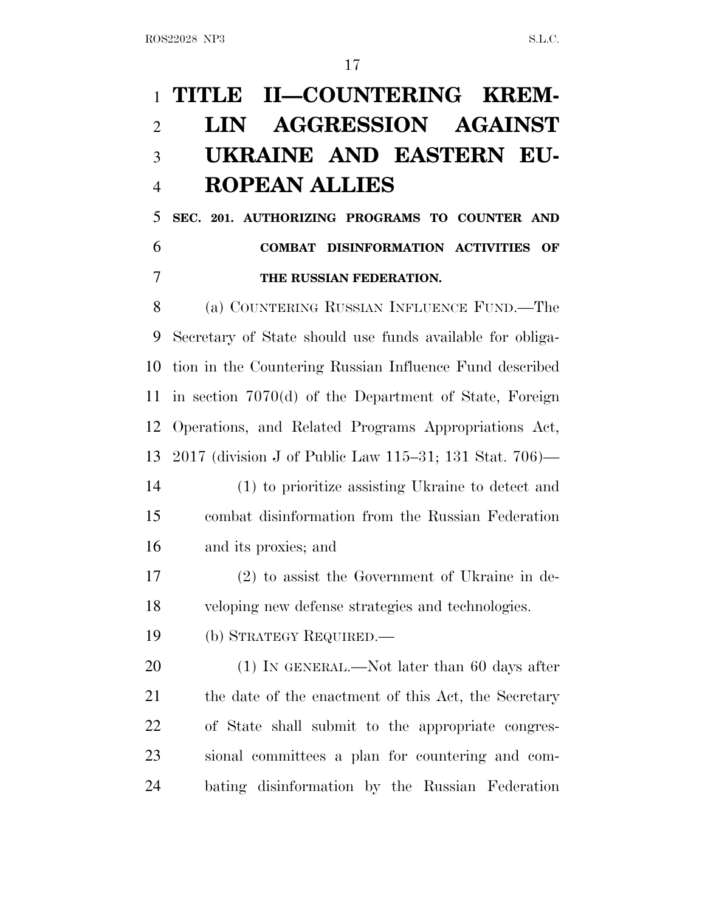# TITLE II—COUNTERING KREMLIN AGGRESSION AGAINST UKRAINE AND EASTERN EUROPEAN ALLIES

## SEC. 201. AUTHORIZING PROGRAMS TO COUNTER AND COMBAT DISINFORMATION ACTIVITIES OF THE RUSSIAN FEDERATION.

(a) COUNTERING RUSSIAN INFLUENCE FUND.—The Secretary of State should use funds available for obligation in the Countering Russian Influence Fund described in section 7070(d) of the Department of State, Foreign Operations, and Related Programs Appropriations Act, 2017 (division J of Public Law 115–31; 131 Stat. 706)—

(1) to prioritize assisting Ukraine to detect and combat disinformation from the Russian Federation and its proxies; and

(2) to assist the Government of Ukraine in developing new defense strategies and technologies.

(b) STRATEGY REQUIRED.—

(1) IN GENERAL.—Not later than 60 days after the date of the enactment of this Act, the Secretary of State shall submit to the appropriate congressional committees a plan for countering and combating disinformation by the Russian Federation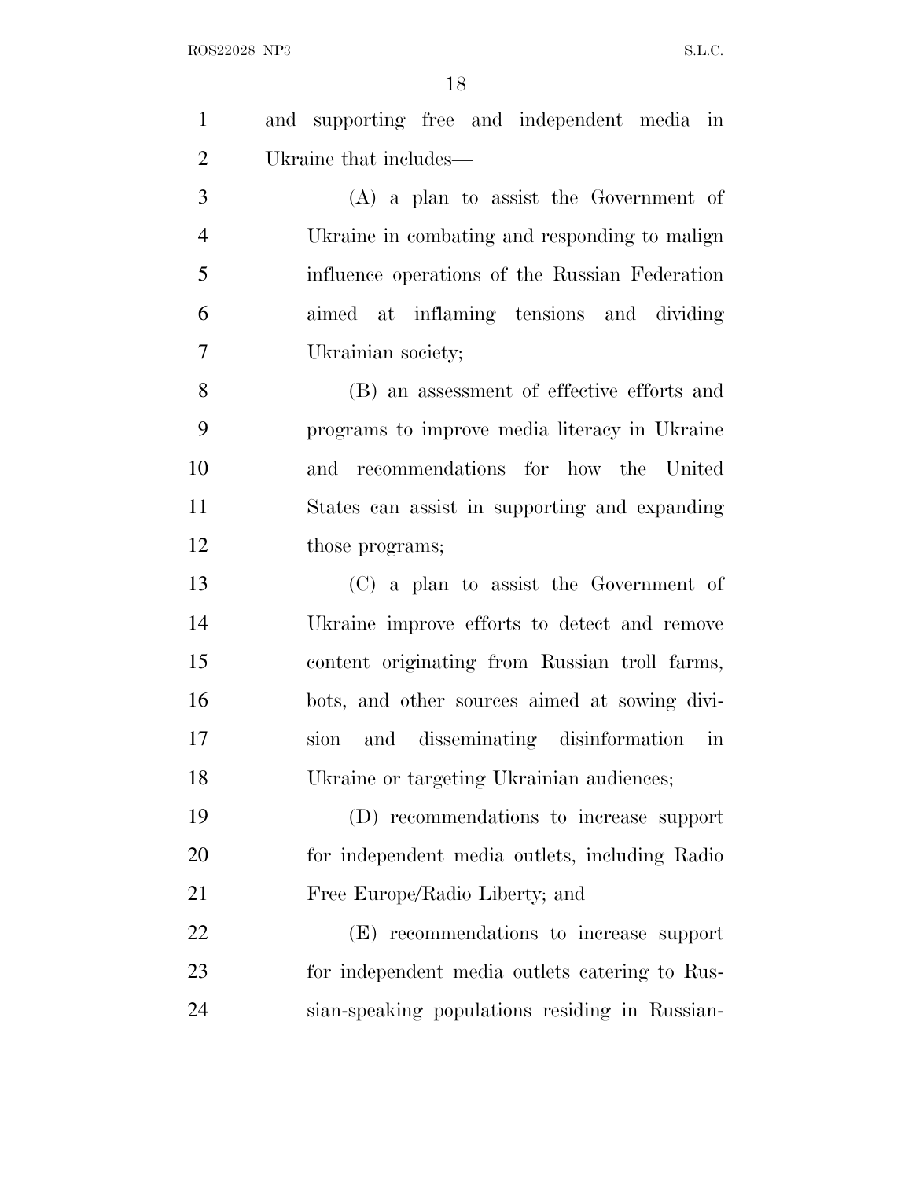and supporting free and independent media in Ukraine that includes—

(A) a plan to assist the Government of Ukraine in combating and responding to malign influence operations of the Russian Federation aimed at inflaming tensions and dividing Ukrainian society;

(B) an assessment of effective efforts and programs to improve media literacy in Ukraine and recommendations for how the United States can assist in supporting and expanding those programs;

(C) a plan to assist the Government of Ukraine improve efforts to detect and remove content originating from Russian troll farms, bots, and other sources aimed at sowing division and disseminating disinformation in Ukraine or targeting Ukrainian audiences;

(D) recommendations to increase support for independent media outlets, including Radio Free Europe/Radio Liberty; and

(E) recommendations to increase support for independent media outlets catering to Russian-speaking populations residing in Russian-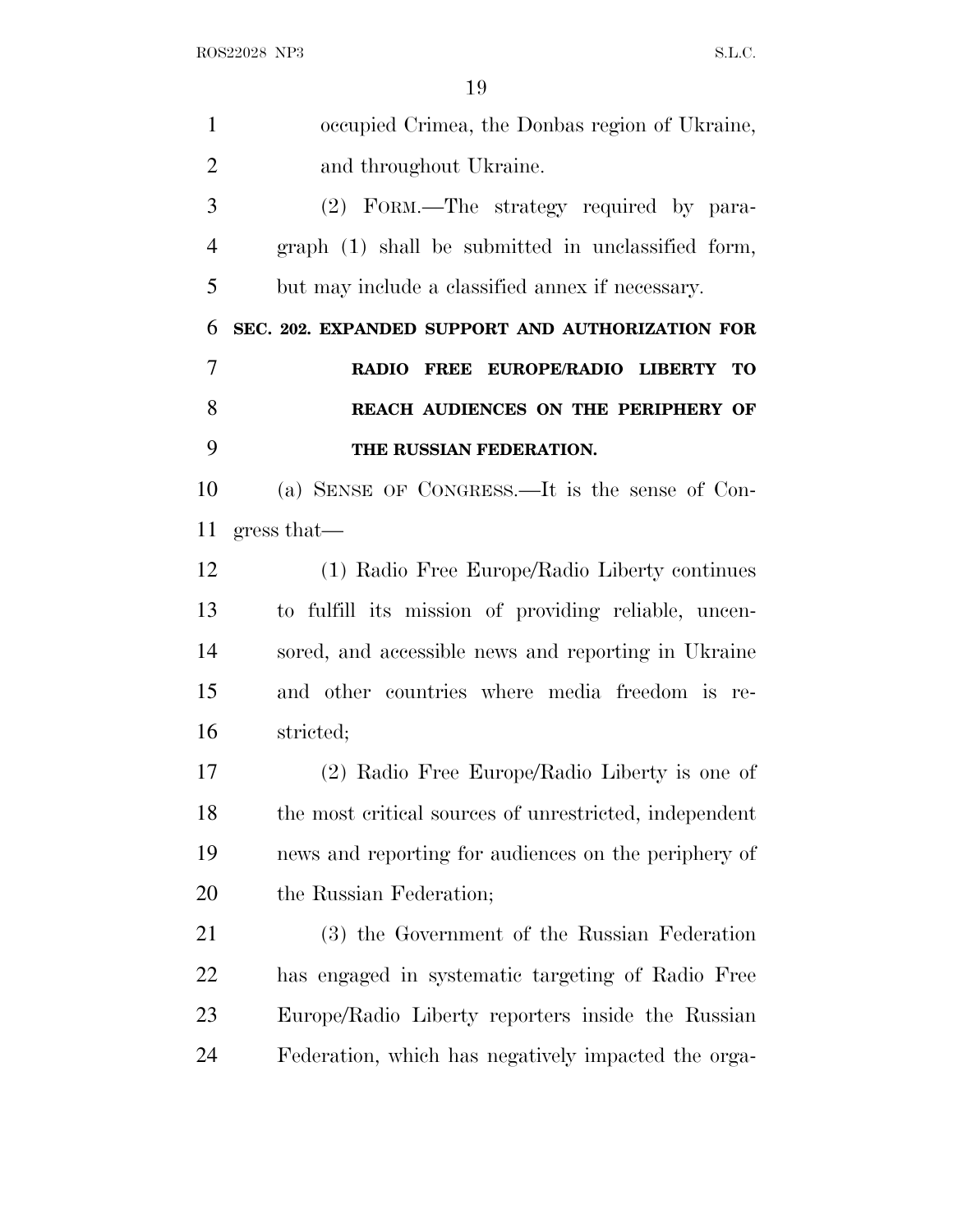occupied Crimea, the Donbas region of Ukraine, and throughout Ukraine.

(2) FORM.—The strategy required by paragraph (1) shall be submitted in unclassified form, but may include a classified annex if necessary.

**SEC. 202. EXPANDED SUPPORT AND AUTHORIZATION FOR RADIO FREE EUROPE/RADIO LIBERTY TO REACH AUDIENCES ON THE PERIPHERY OF THE RUSSIAN FEDERATION.**

(a) SENSE OF CONGRESS.—It is the sense of Congress that—

(1) Radio Free Europe/Radio Liberty continues to fulfill its mission of providing reliable, uncensored, and accessible news and reporting in Ukraine and other countries where media freedom is restricted;

(2) Radio Free Europe/Radio Liberty is one of the most critical sources of unrestricted, independent news and reporting for audiences on the periphery of the Russian Federation;

(3) the Government of the Russian Federation has engaged in systematic targeting of Radio Free Europe/Radio Liberty reporters inside the Russian Federation, which has negatively impacted the orga-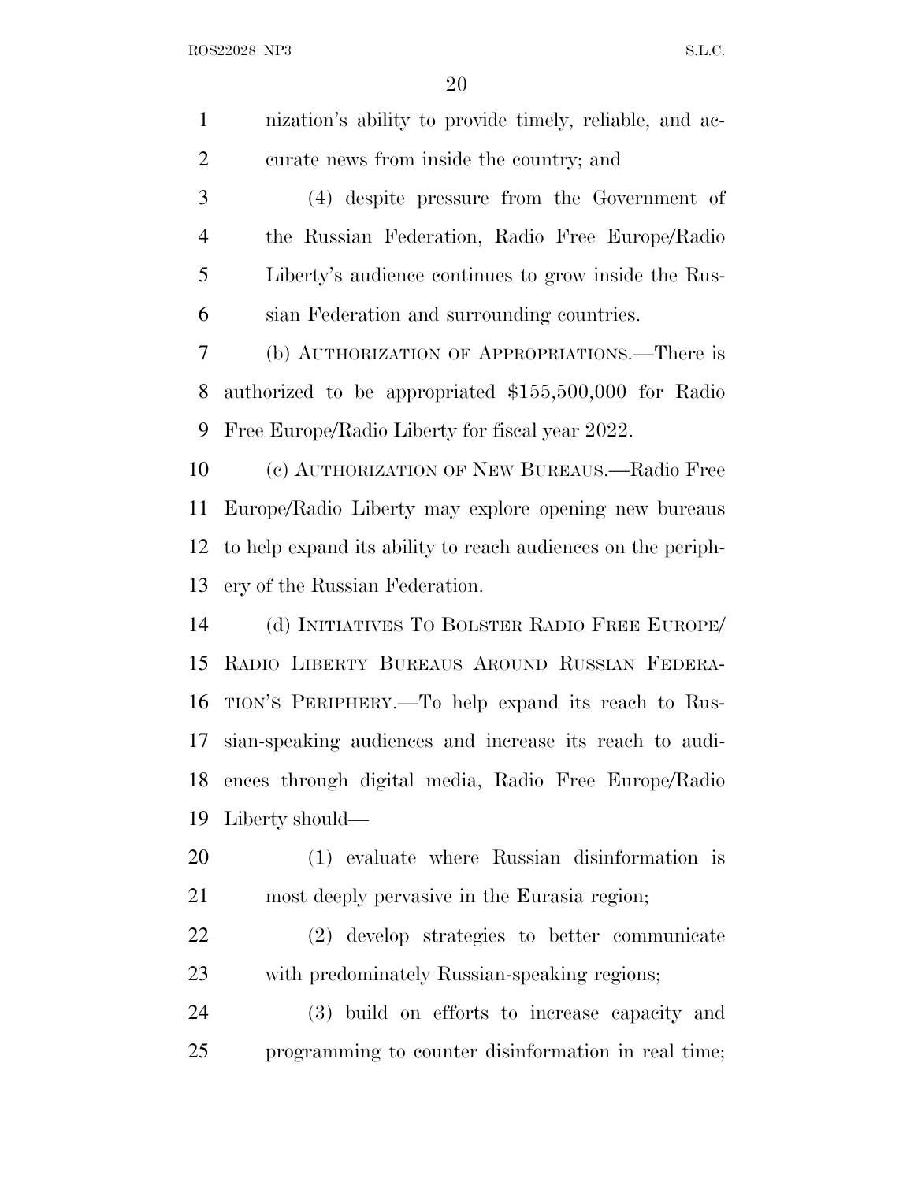nization's ability to provide timely, reliable, and accurate news from inside the country; and

(4) despite pressure from the Government of the Russian Federation, Radio Free Europe/Radio Liberty's audience continues to grow inside the Russian Federation and surrounding countries.

(b) AUTHORIZATION OF APPROPRIATIONS.—There is authorized to be appropriated $155,500,000 for Radio Free Europe/Radio Liberty for fiscal year 2022.

(c) AUTHORIZATION OF NEW BUREAUS.—Radio Free Europe/Radio Liberty may explore opening new bureaus to help expand its ability to reach audiences on the periphery of the Russian Federation.

(d) INITIATIVES TO BOLSTER RADIO FREE EUROPE/RADIO LIBERTY BUREAUS AROUND RUSSIAN FEDERATION'S PERIPHERY.—To help expand its reach to Russian-speaking audiences and increase its reach to audiences through digital media, Radio Free Europe/Radio Liberty should—

(1) evaluate where Russian disinformation is most deeply pervasive in the Eurasia region;

(2) develop strategies to better communicate with predominately Russian-speaking regions;

(3) build on efforts to increase capacity and programming to counter disinformation in real time;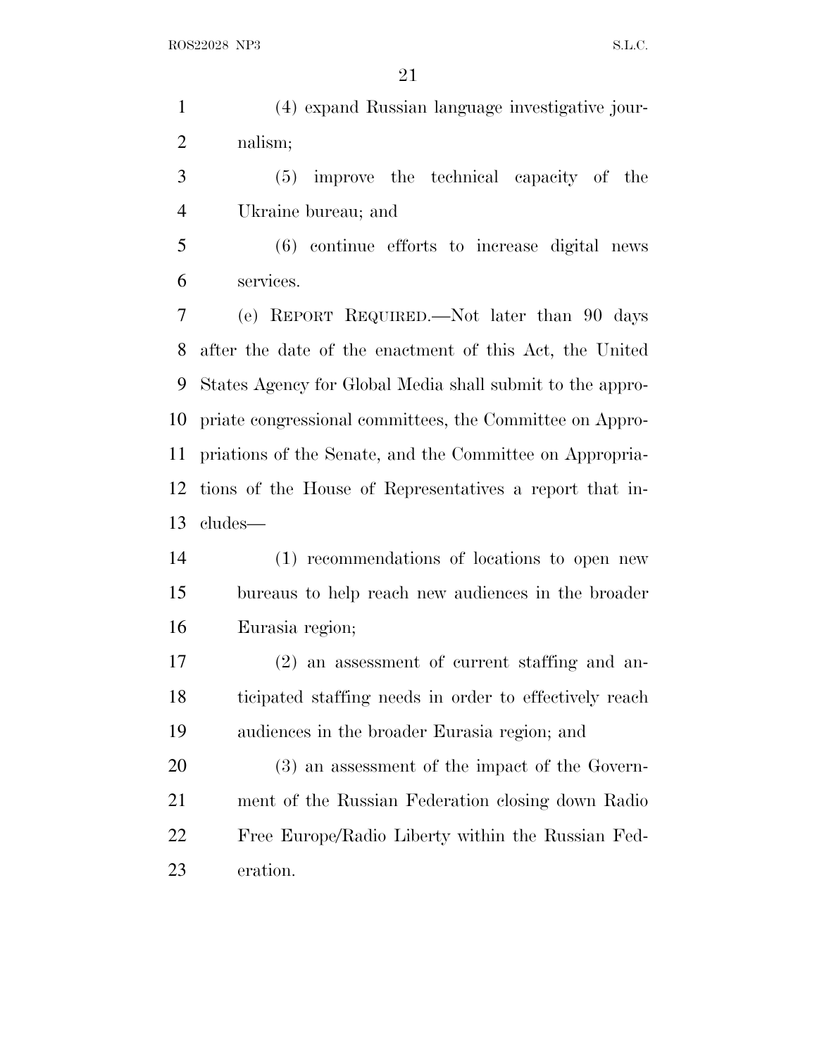(4) expand Russian language investigative journalism;

(5) improve the technical capacity of the Ukraine bureau; and

(6) continue efforts to increase digital news services.

(e) REPORT REQUIRED.—Not later than 90 days after the date of the enactment of this Act, the United States Agency for Global Media shall submit to the appropriate congressional committees, the Committee on Appropriations of the Senate, and the Committee on Appropriations of the House of Representatives a report that includes—

(1) recommendations of locations to open new bureaus to help reach new audiences in the broader Eurasia region;

(2) an assessment of current staffing and anticipated staffing needs in order to effectively reach audiences in the broader Eurasia region; and

(3) an assessment of the impact of the Government of the Russian Federation closing down Radio Free Europe/Radio Liberty within the Russian Federation.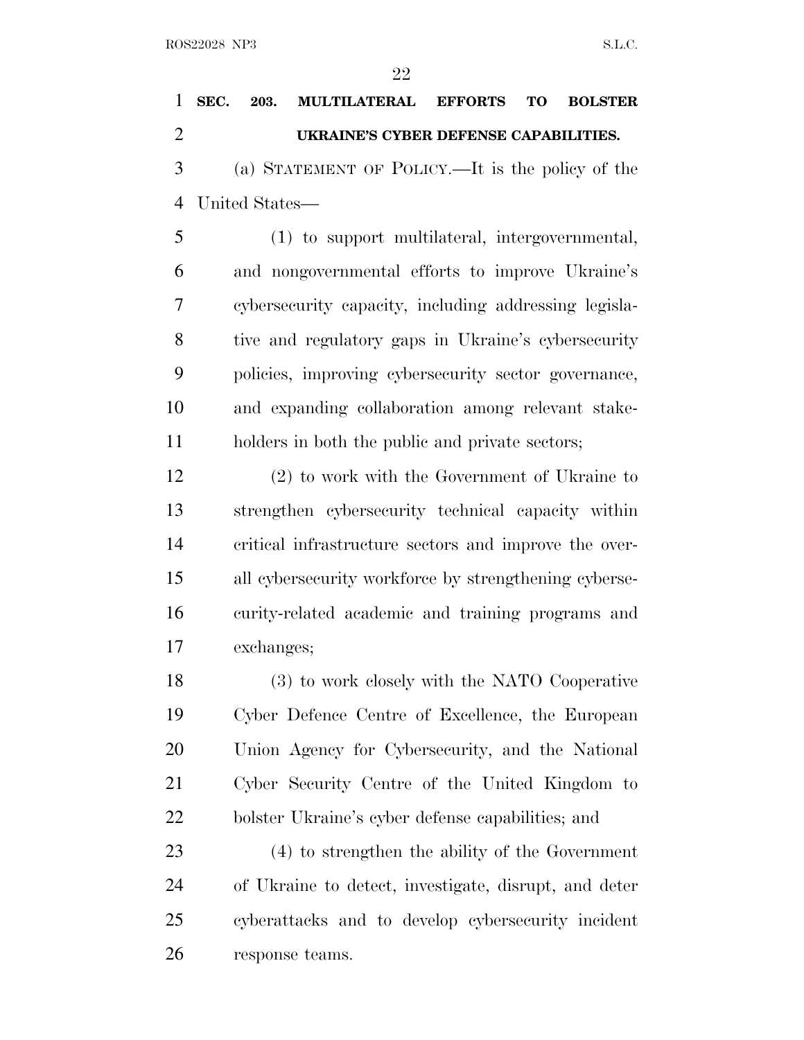**SEC. 203. MULTILATERAL EFFORTS TO BOLSTER UKRAINE'S CYBER DEFENSE CAPABILITIES.**

(a) STATEMENT OF POLICY.—It is the policy of the United States—

(1) to support multilateral, intergovernmental, and nongovernmental efforts to improve Ukraine's cybersecurity capacity, including addressing legislative and regulatory gaps in Ukraine's cybersecurity policies, improving cybersecurity sector governance, and expanding collaboration among relevant stakeholders in both the public and private sectors;

(2) to work with the Government of Ukraine to strengthen cybersecurity technical capacity within critical infrastructure sectors and improve the overall cybersecurity workforce by strengthening cybersecurity-related academic and training programs and exchanges;

(3) to work closely with the NATO Cooperative Cyber Defence Centre of Excellence, the European Union Agency for Cybersecurity, and the National Cyber Security Centre of the United Kingdom to bolster Ukraine's cyber defense capabilities; and

(4) to strengthen the ability of the Government of Ukraine to detect, investigate, disrupt, and deter cyberattacks and to develop cybersecurity incident response teams.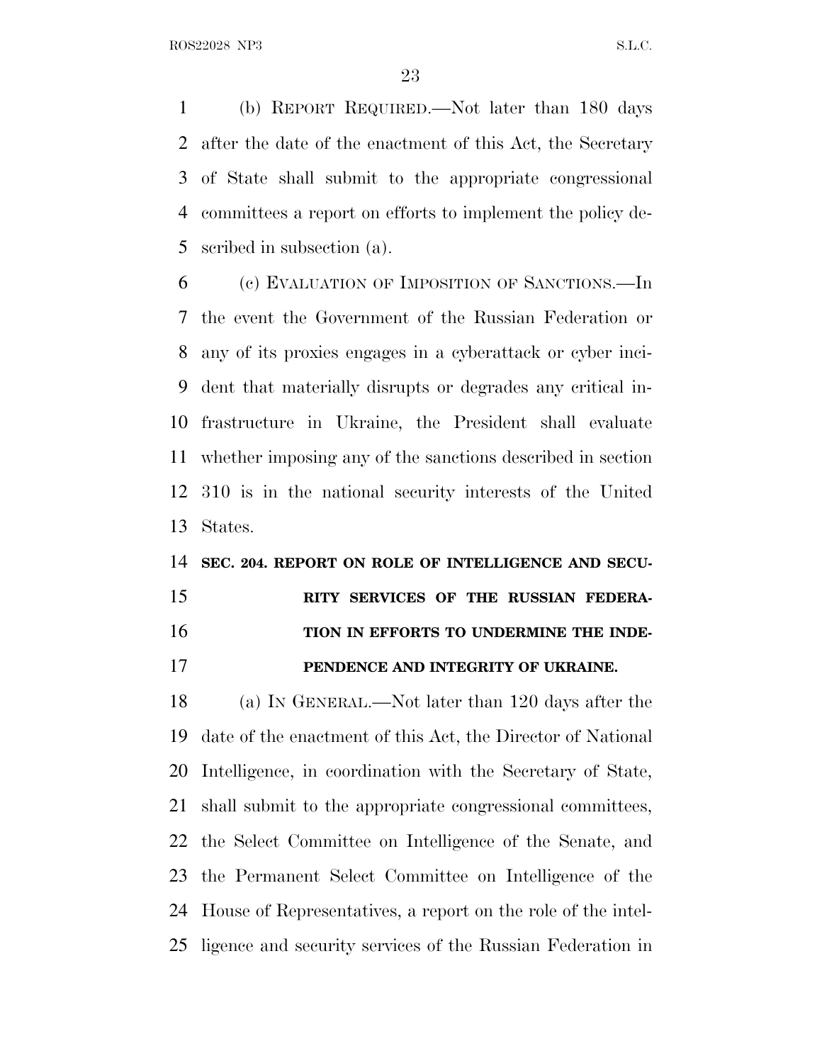(b) REPORT REQUIRED.—Not later than 180 days after the date of the enactment of this Act, the Secretary of State shall submit to the appropriate congressional committees a report on efforts to implement the policy described in subsection (a).

(c) EVALUATION OF IMPOSITION OF SANCTIONS.—In the event the Government of the Russian Federation or any of its proxies engages in a cyberattack or cyber incident that materially disrupts or degrades any critical infrastructure in Ukraine, the President shall evaluate whether imposing any of the sanctions described in section 310 is in the national security interests of the United States.

## SEC. 204. REPORT ON ROLE OF INTELLIGENCE AND SECURITY SERVICES OF THE RUSSIAN FEDERATION IN EFFORTS TO UNDERMINE THE INDEPENDENCE AND INTEGRITY OF UKRAINE.

(a) IN GENERAL.—Not later than 120 days after the date of the enactment of this Act, the Director of National Intelligence, in coordination with the Secretary of State, shall submit to the appropriate congressional committees, the Select Committee on Intelligence of the Senate, and the Permanent Select Committee on Intelligence of the House of Representatives, a report on the role of the intelligence and security services of the Russian Federation in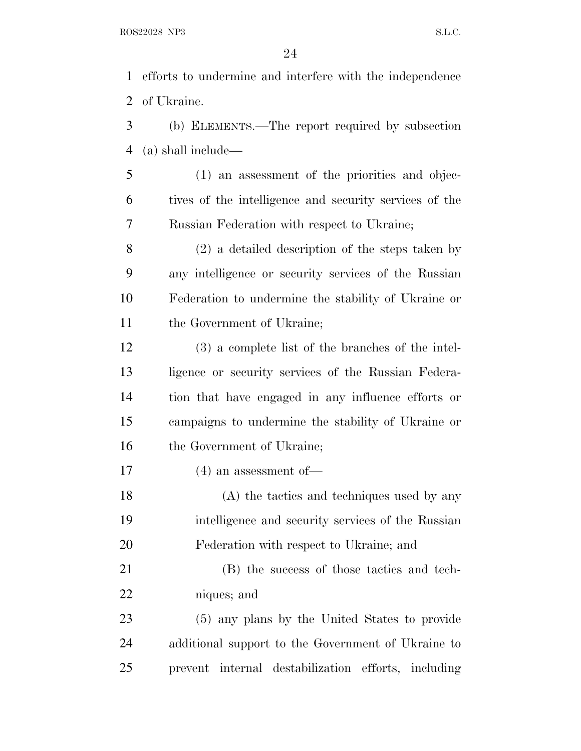efforts to undermine and interfere with the independence of Ukraine.

(b) ELEMENTS.—The report required by subsection (a) shall include—

(1) an assessment of the priorities and objectives of the intelligence and security services of the Russian Federation with respect to Ukraine;

(2) a detailed description of the steps taken by any intelligence or security services of the Russian Federation to undermine the stability of Ukraine or the Government of Ukraine;

(3) a complete list of the branches of the intelligence or security services of the Russian Federation that have engaged in any influence efforts or campaigns to undermine the stability of Ukraine or the Government of Ukraine;

(4) an assessment of—

(A) the tactics and techniques used by any intelligence and security services of the Russian Federation with respect to Ukraine; and

(B) the success of those tactics and techniques; and

(5) any plans by the United States to provide additional support to the Government of Ukraine to prevent internal destabilization efforts, including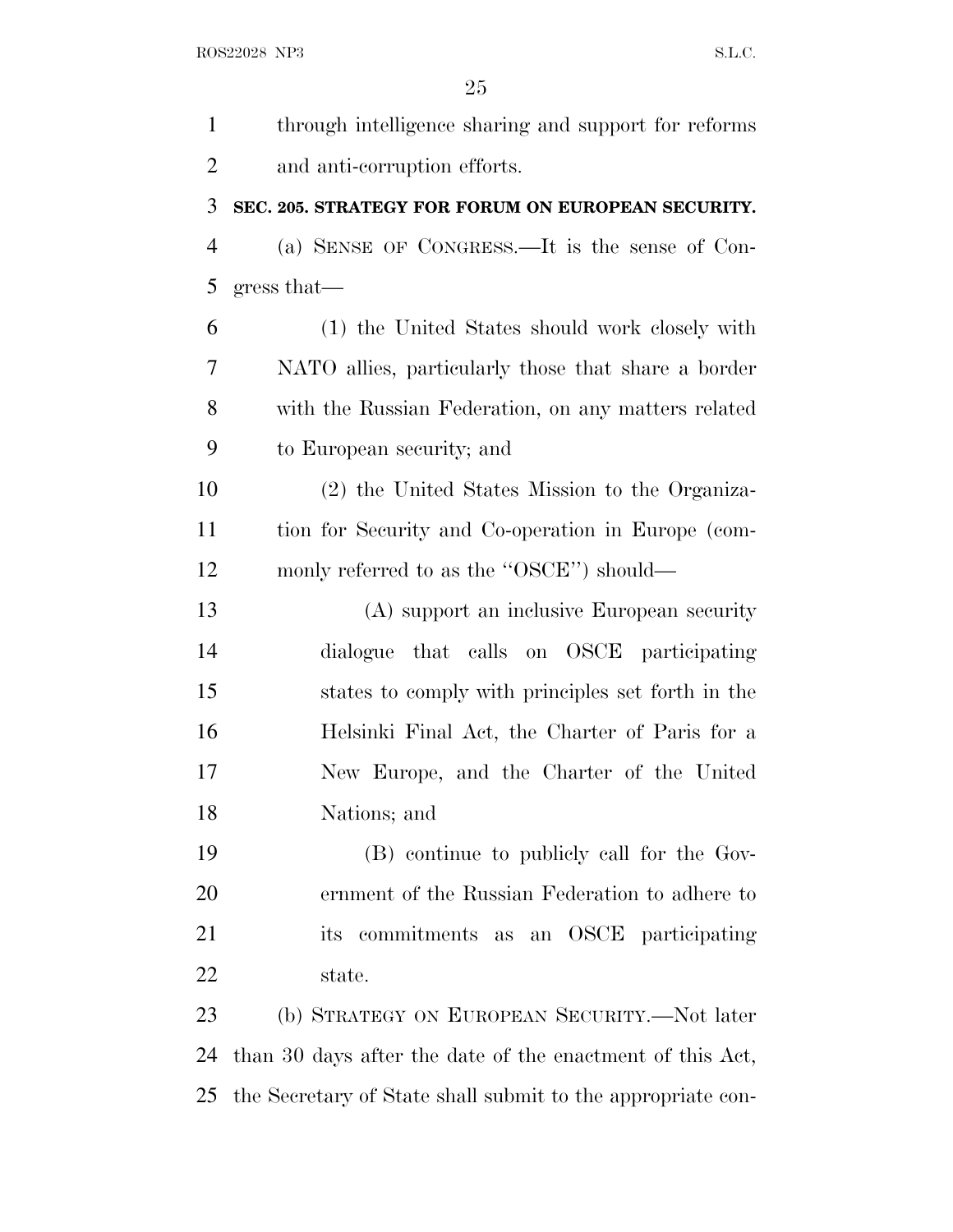through intelligence sharing and support for reforms and anti-corruption efforts.

**SEC. 205. STRATEGY FOR FORUM ON EUROPEAN SECURITY.**

(a) SENSE OF CONGRESS.—It is the sense of Congress that—

(1) the United States should work closely with NATO allies, particularly those that share a border with the Russian Federation, on any matters related to European security; and

(2) the United States Mission to the Organization for Security and Co-operation in Europe (commonly referred to as the "OSCE") should—

(A) support an inclusive European security dialogue that calls on OSCE participating states to comply with principles set forth in the Helsinki Final Act, the Charter of Paris for a New Europe, and the Charter of the United Nations; and

(B) continue to publicly call for the Government of the Russian Federation to adhere to its commitments as an OSCE participating state.

(b) STRATEGY ON EUROPEAN SECURITY.—Not later than 30 days after the date of the enactment of this Act, the Secretary of State shall submit to the appropriate con-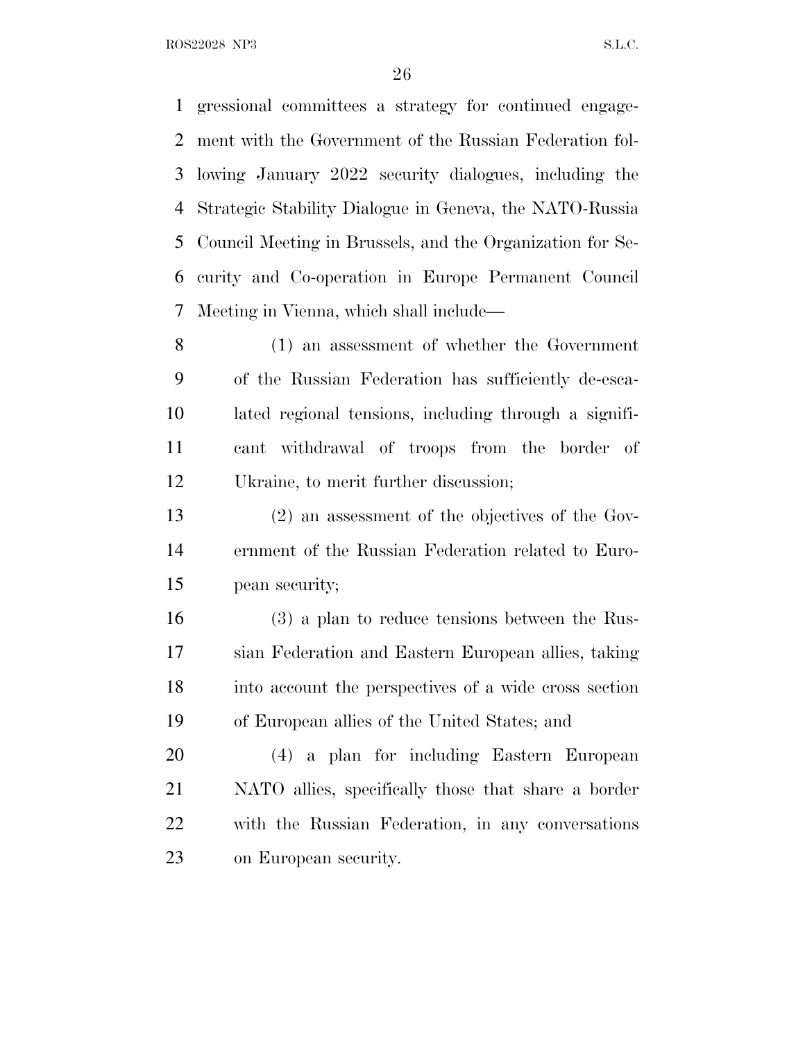gressional committees a strategy for continued engagement with the Government of the Russian Federation following January 2022 security dialogues, including the Strategic Stability Dialogue in Geneva, the NATO-Russia Council Meeting in Brussels, and the Organization for Security and Co-operation in Europe Permanent Council Meeting in Vienna, which shall include—

(1) an assessment of whether the Government of the Russian Federation has sufficiently de-escalated regional tensions, including through a significant withdrawal of troops from the border of Ukraine, to merit further discussion;

(2) an assessment of the objectives of the Government of the Russian Federation related to European security;

(3) a plan to reduce tensions between the Russian Federation and Eastern European allies, taking into account the perspectives of a wide cross section of European allies of the United States; and

(4) a plan for including Eastern European NATO allies, specifically those that share a border with the Russian Federation, in any conversations on European security.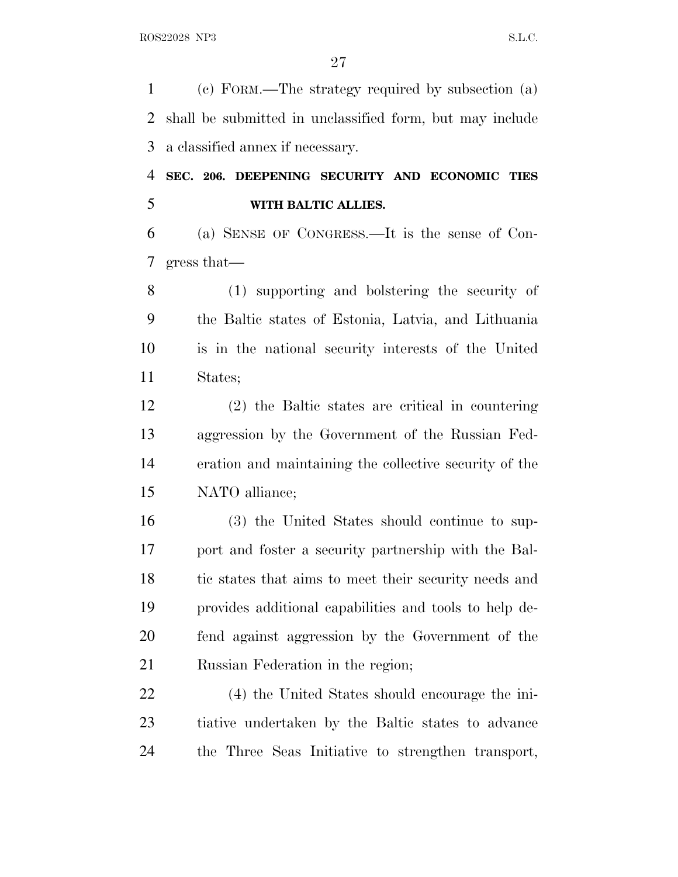(c) FORM.—The strategy required by subsection (a) shall be submitted in unclassified form, but may include a classified annex if necessary.

**SEC. 206. DEEPENING SECURITY AND ECONOMIC TIES WITH BALTIC ALLIES.**

(a) SENSE OF CONGRESS.—It is the sense of Congress that—

(1) supporting and bolstering the security of the Baltic states of Estonia, Latvia, and Lithuania is in the national security interests of the United States;

(2) the Baltic states are critical in countering aggression by the Government of the Russian Federation and maintaining the collective security of the NATO alliance;

(3) the United States should continue to support and foster a security partnership with the Baltic states that aims to meet their security needs and provides additional capabilities and tools to help defend against aggression by the Government of the Russian Federation in the region;

(4) the United States should encourage the initiative undertaken by the Baltic states to advance the Three Seas Initiative to strengthen transport,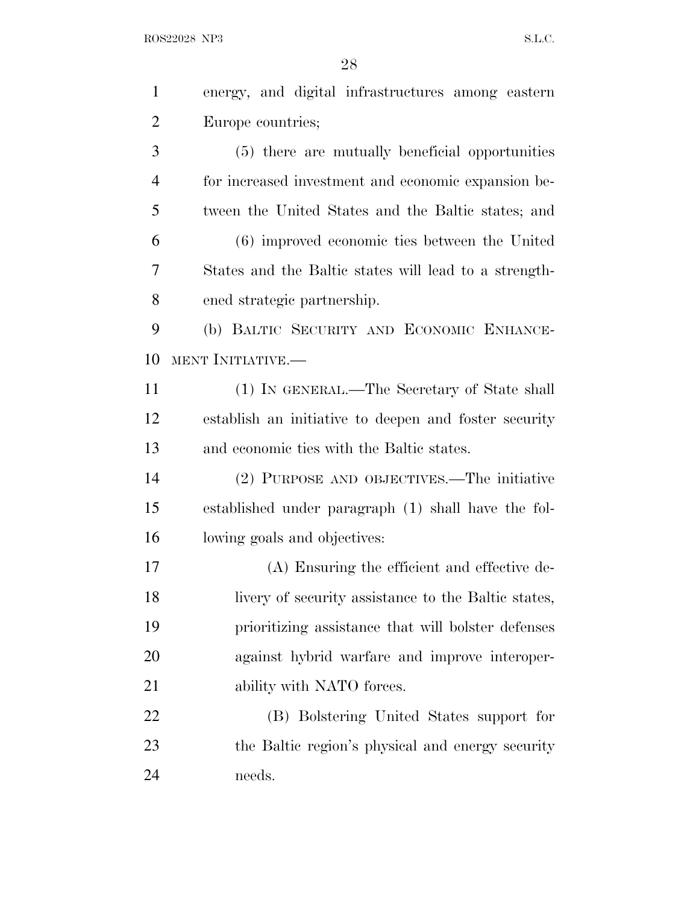energy, and digital infrastructures among eastern Europe countries;

(5) there are mutually beneficial opportunities for increased investment and economic expansion between the United States and the Baltic states; and

(6) improved economic ties between the United States and the Baltic states will lead to a strengthened strategic partnership.

(b) BALTIC SECURITY AND ECONOMIC ENHANCEMENT INITIATIVE.—

(1) IN GENERAL.—The Secretary of State shall establish an initiative to deepen and foster security and economic ties with the Baltic states.

(2) PURPOSE AND OBJECTIVES.—The initiative established under paragraph (1) shall have the following goals and objectives:

(A) Ensuring the efficient and effective delivery of security assistance to the Baltic states, prioritizing assistance that will bolster defenses against hybrid warfare and improve interoperability with NATO forces.

(B) Bolstering United States support for the Baltic region's physical and energy security needs.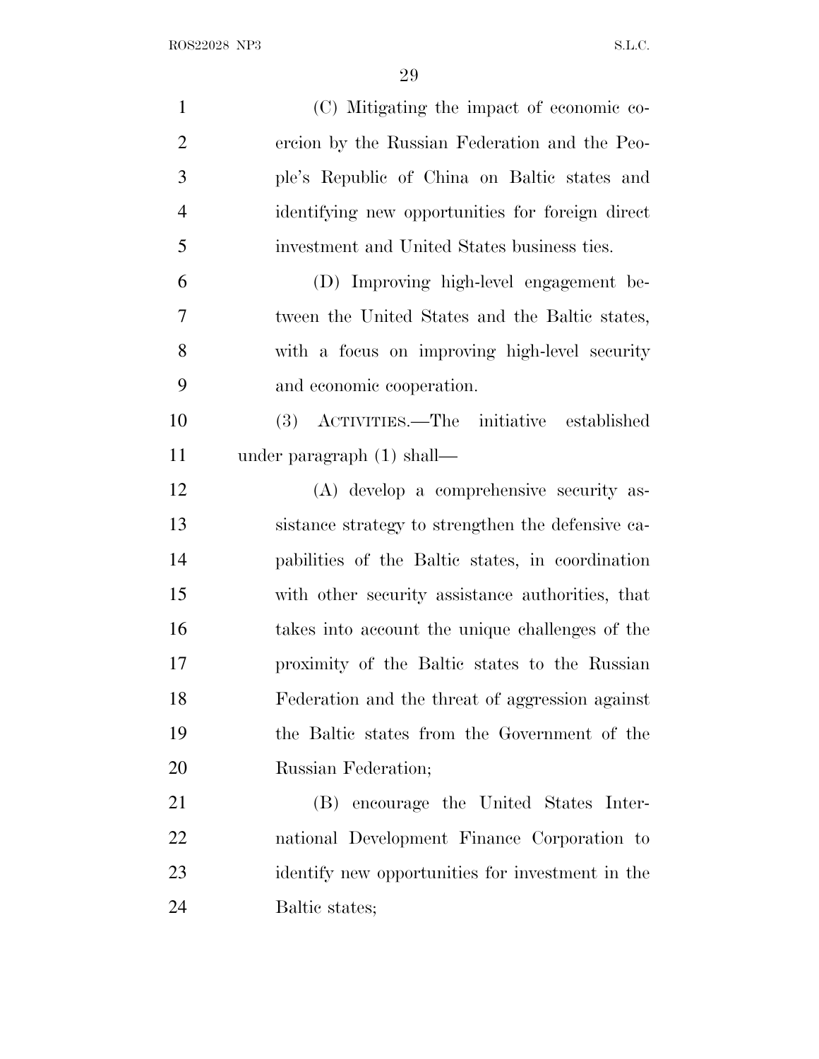(C) Mitigating the impact of economic coercion by the Russian Federation and the People's Republic of China on Baltic states and identifying new opportunities for foreign direct investment and United States business ties.

(D) Improving high-level engagement between the United States and the Baltic states, with a focus on improving high-level security and economic cooperation.

(3) ACTIVITIES.—The initiative established under paragraph (1) shall—

(A) develop a comprehensive security assistance strategy to strengthen the defensive capabilities of the Baltic states, in coordination with other security assistance authorities, that takes into account the unique challenges of the proximity of the Baltic states to the Russian Federation and the threat of aggression against the Baltic states from the Government of the Russian Federation;

(B) encourage the United States International Development Finance Corporation to identify new opportunities for investment in the Baltic states;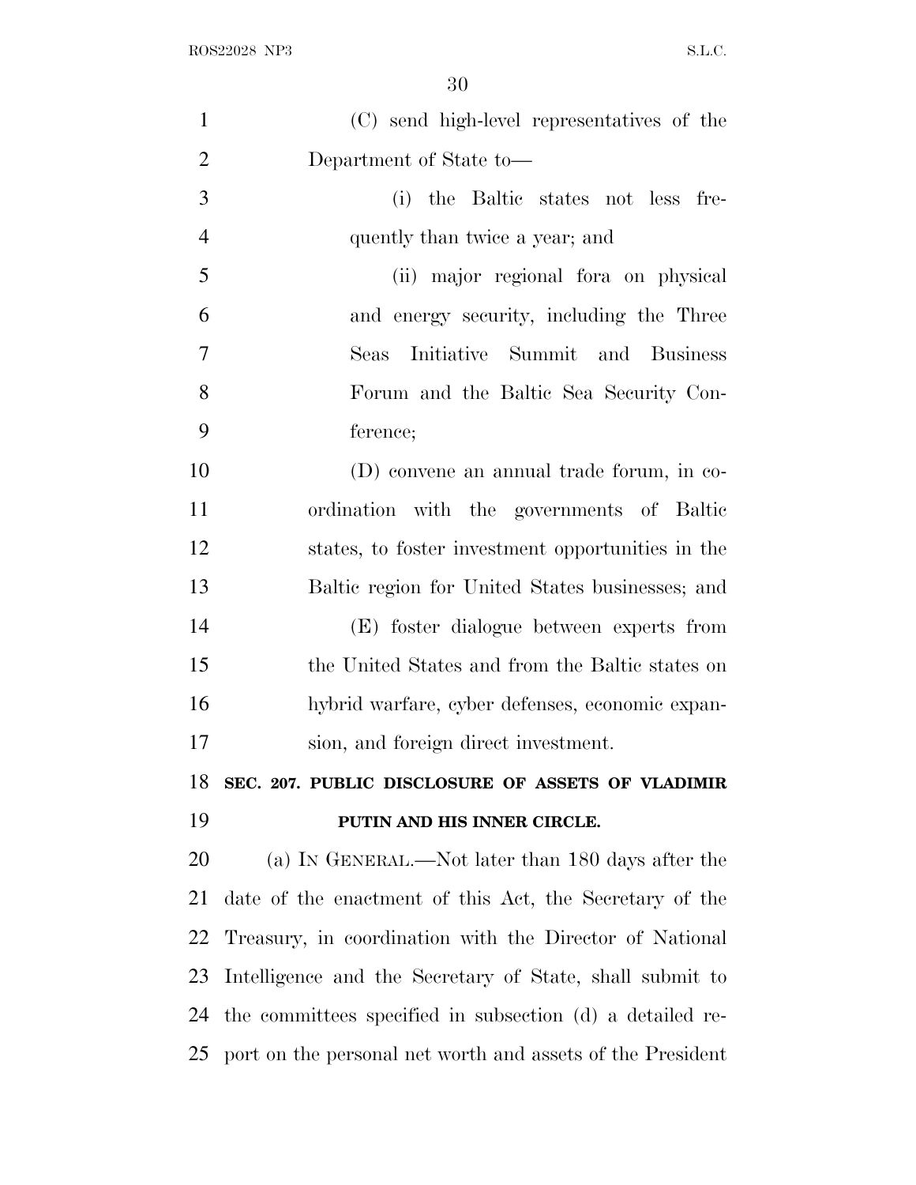(C) send high-level representatives of the Department of State to—

(i) the Baltic states not less frequently than twice a year; and

(ii) major regional fora on physical and energy security, including the Three Seas Initiative Summit and Business Forum and the Baltic Sea Security Conference;

(D) convene an annual trade forum, in coordination with the governments of Baltic states, to foster investment opportunities in the Baltic region for United States businesses; and

(E) foster dialogue between experts from the United States and from the Baltic states on hybrid warfare, cyber defenses, economic expansion, and foreign direct investment.

**SEC. 207. PUBLIC DISCLOSURE OF ASSETS OF VLADIMIR PUTIN AND HIS INNER CIRCLE.**

(a) IN GENERAL.—Not later than 180 days after the date of the enactment of this Act, the Secretary of the Treasury, in coordination with the Director of National Intelligence and the Secretary of State, shall submit to the committees specified in subsection (d) a detailed report on the personal net worth and assets of the President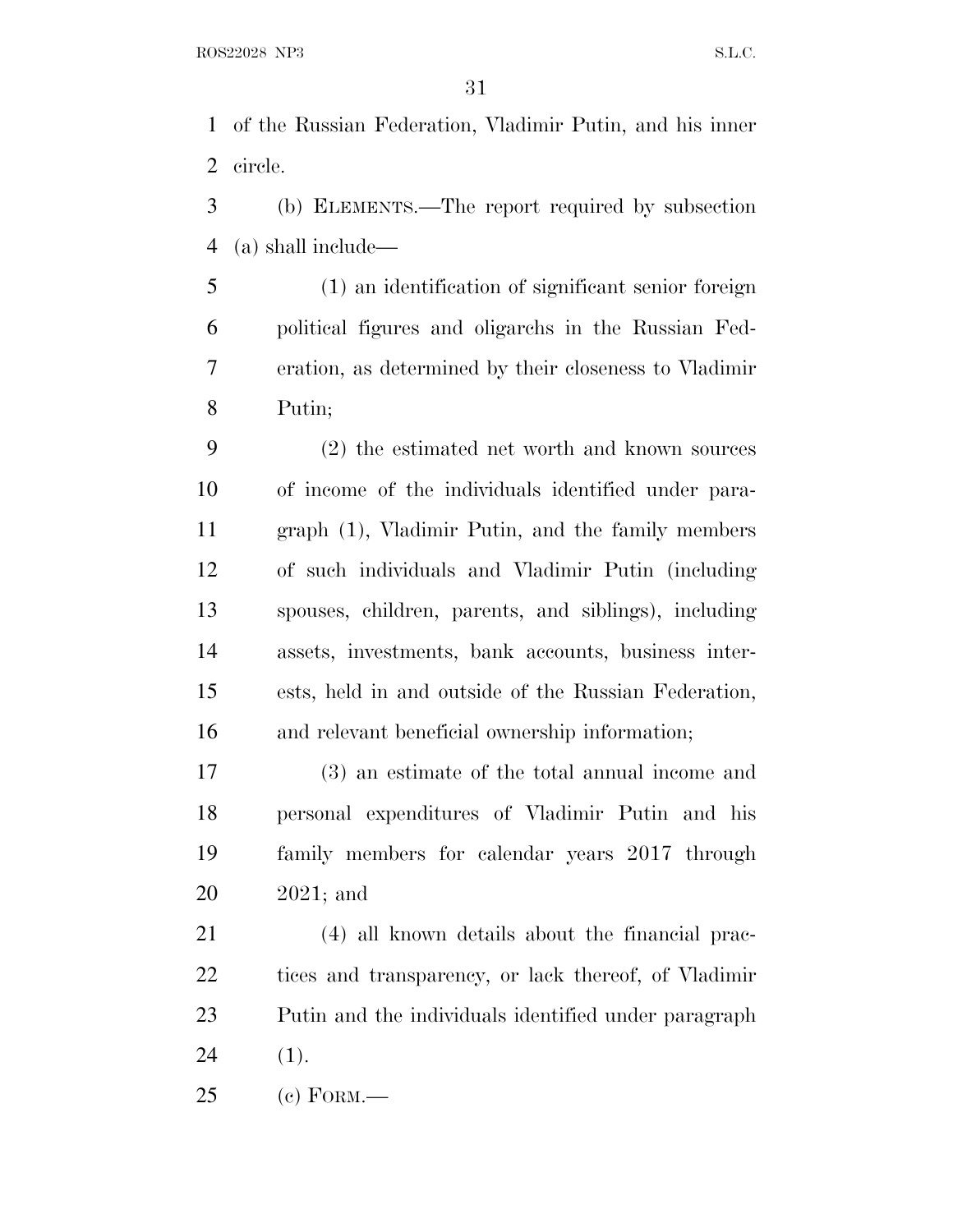of the Russian Federation, Vladimir Putin, and his inner circle.

(b) ELEMENTS.—The report required by subsection (a) shall include—

(1) an identification of significant senior foreign political figures and oligarchs in the Russian Federation, as determined by their closeness to Vladimir Putin;

(2) the estimated net worth and known sources of income of the individuals identified under paragraph (1), Vladimir Putin, and the family members of such individuals and Vladimir Putin (including spouses, children, parents, and siblings), including assets, investments, bank accounts, business interests, held in and outside of the Russian Federation, and relevant beneficial ownership information;

(3) an estimate of the total annual income and personal expenditures of Vladimir Putin and his family members for calendar years 2017 through 2021; and

(4) all known details about the financial practices and transparency, or lack thereof, of Vladimir Putin and the individuals identified under paragraph (1).

(c) FORM.—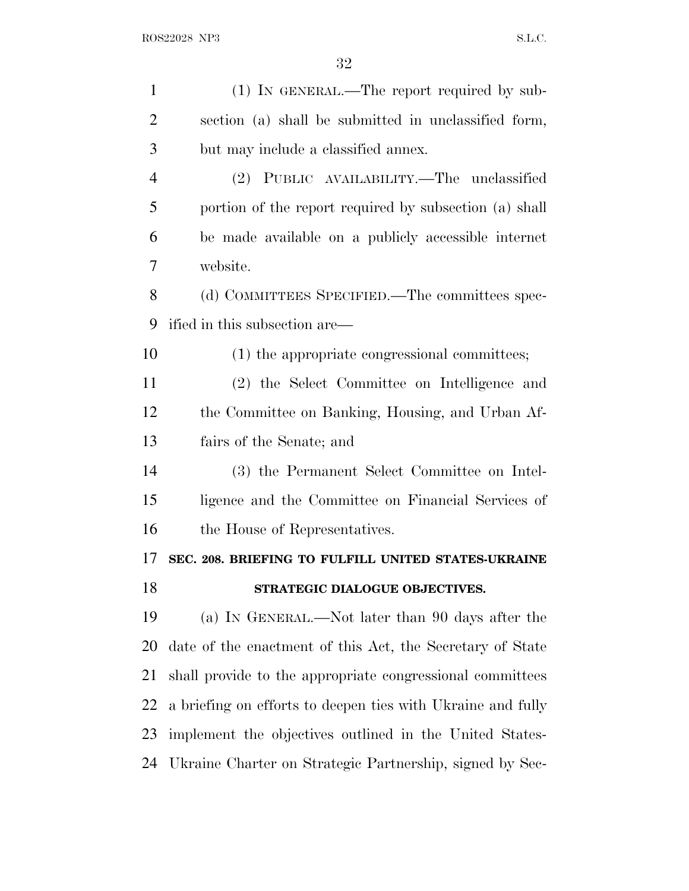(1) IN GENERAL.—The report required by subsection (a) shall be submitted in unclassified form, but may include a classified annex.

(2) PUBLIC AVAILABILITY.—The unclassified portion of the report required by subsection (a) shall be made available on a publicly accessible internet website.

(d) COMMITTEES SPECIFIED.—The committees specified in this subsection are—

(1) the appropriate congressional committees;

(2) the Select Committee on Intelligence and the Committee on Banking, Housing, and Urban Affairs of the Senate; and

(3) the Permanent Select Committee on Intelligence and the Committee on Financial Services of the House of Representatives.

**SEC. 208. BRIEFING TO FULFILL UNITED STATES-UKRAINE STRATEGIC DIALOGUE OBJECTIVES.**

(a) IN GENERAL.—Not later than 90 days after the date of the enactment of this Act, the Secretary of State shall provide to the appropriate congressional committees a briefing on efforts to deepen ties with Ukraine and fully implement the objectives outlined in the United States-Ukraine Charter on Strategic Partnership, signed by Sec-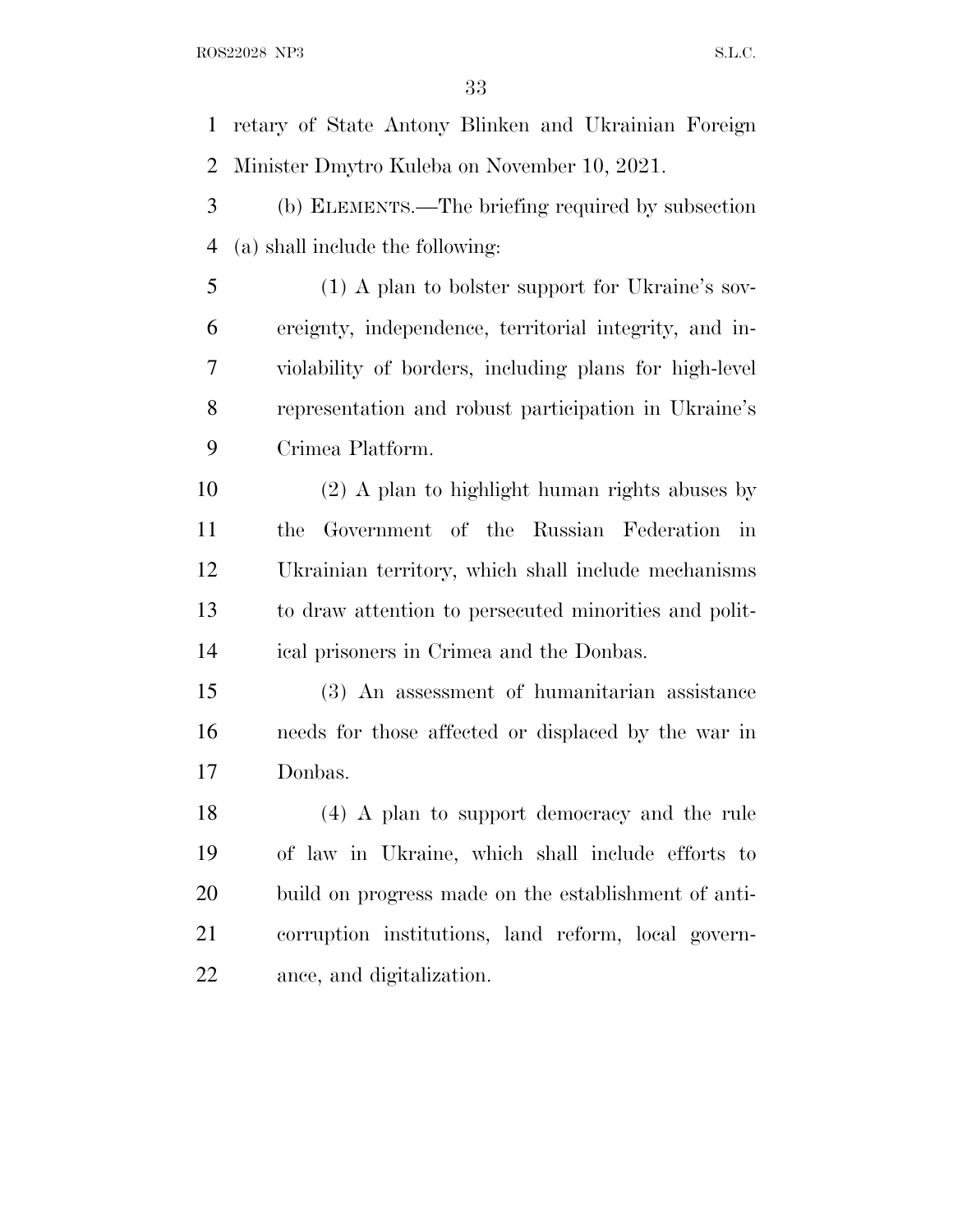retary of State Antony Blinken and Ukrainian Foreign Minister Dmytro Kuleba on November 10, 2021.

(b) ELEMENTS.—The briefing required by subsection (a) shall include the following:

(1) A plan to bolster support for Ukraine's sovereignty, independence, territorial integrity, and inviolability of borders, including plans for high-level representation and robust participation in Ukraine's Crimea Platform.

(2) A plan to highlight human rights abuses by the Government of the Russian Federation in Ukrainian territory, which shall include mechanisms to draw attention to persecuted minorities and political prisoners in Crimea and the Donbas.

(3) An assessment of humanitarian assistance needs for those affected or displaced by the war in Donbas.

(4) A plan to support democracy and the rule of law in Ukraine, which shall include efforts to build on progress made on the establishment of anti-corruption institutions, land reform, local governance, and digitalization.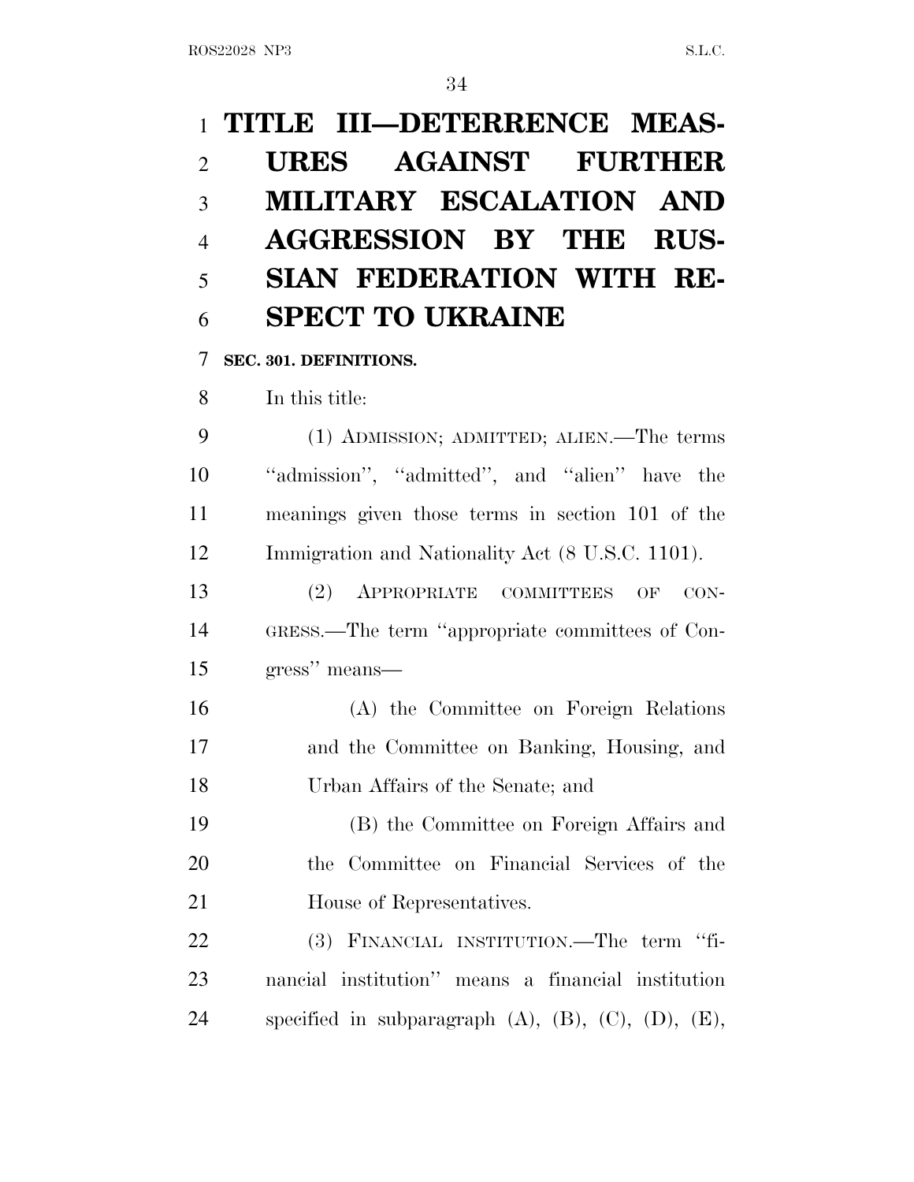# TITLE III—DETERRENCE MEASURES AGAINST FURTHER MILITARY ESCALATION AND AGGRESSION BY THE RUSSIAN FEDERATION WITH RESPECT TO UKRAINE

**SEC. 301. DEFINITIONS.**

In this title:

(1) ADMISSION; ADMITTED; ALIEN.—The terms "admission", "admitted", and "alien" have the meanings given those terms in section 101 of the Immigration and Nationality Act (8 U.S.C. 1101).

(2) APPROPRIATE COMMITTEES OF CONGRESS.—The term "appropriate committees of Congress" means—

(A) the Committee on Foreign Relations and the Committee on Banking, Housing, and Urban Affairs of the Senate; and

(B) the Committee on Foreign Affairs and the Committee on Financial Services of the House of Representatives.

(3) FINANCIAL INSTITUTION.—The term "financial institution" means a financial institution specified in subparagraph (A), (B), (C), (D), (E),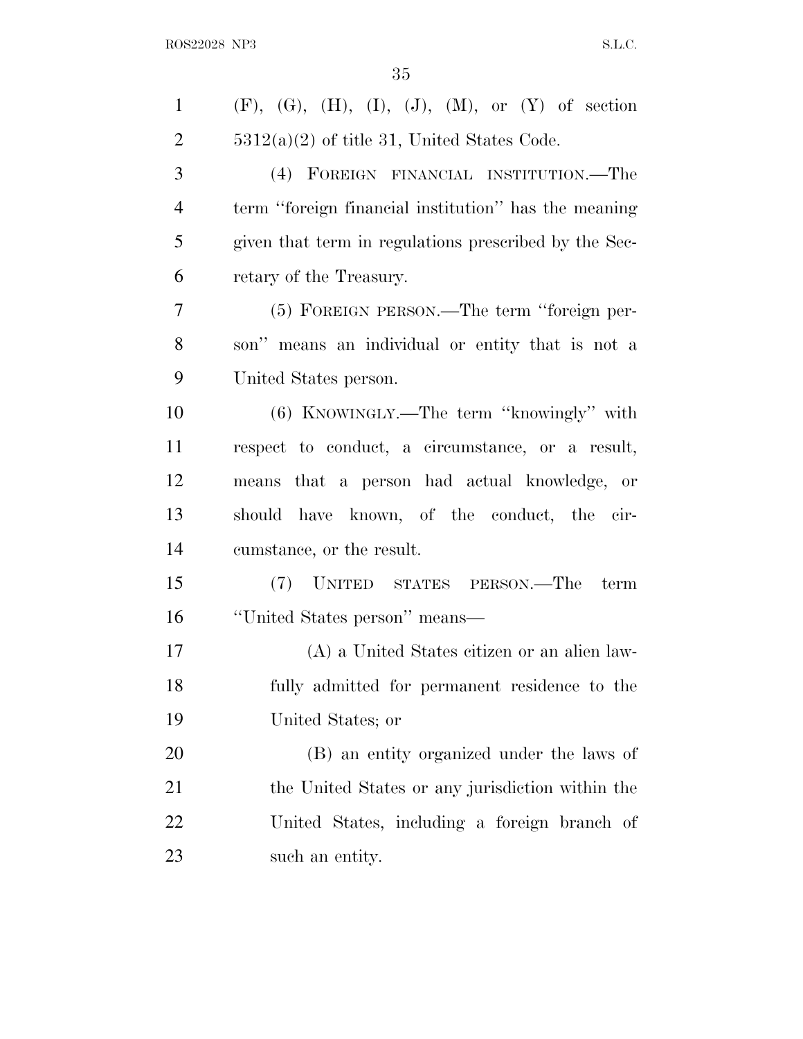(F), (G), (H), (I), (J), (M), or (Y) of section 5312(a)(2) of title 31, United States Code.

(4) FOREIGN FINANCIAL INSTITUTION.—The term ''foreign financial institution'' has the meaning given that term in regulations prescribed by the Secretary of the Treasury.

(5) FOREIGN PERSON.—The term ''foreign person'' means an individual or entity that is not a United States person.

(6) KNOWINGLY.—The term ''knowingly'' with respect to conduct, a circumstance, or a result, means that a person had actual knowledge, or should have known, of the conduct, the circumstance, or the result.

(7) UNITED STATES PERSON.—The term ''United States person'' means—

(A) a United States citizen or an alien lawfully admitted for permanent residence to the United States; or

(B) an entity organized under the laws of the United States or any jurisdiction within the United States, including a foreign branch of such an entity.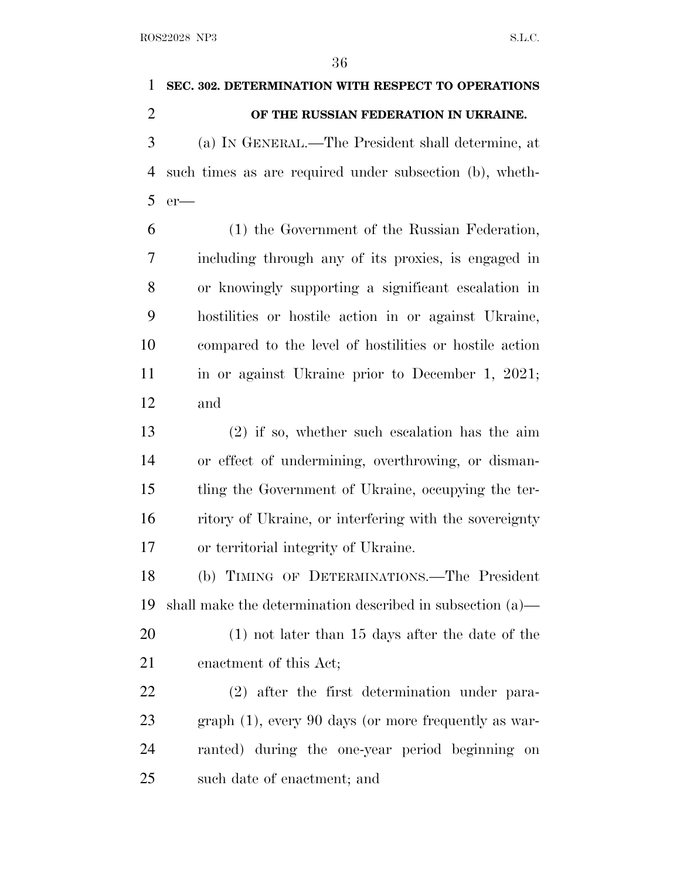## SEC. 302. DETERMINATION WITH RESPECT TO OPERATIONS OF THE RUSSIAN FEDERATION IN UKRAINE.

(a) IN GENERAL.—The President shall determine, at such times as are required under subsection (b), whether—

(1) the Government of the Russian Federation, including through any of its proxies, is engaged in or knowingly supporting a significant escalation in hostilities or hostile action in or against Ukraine, compared to the level of hostilities or hostile action in or against Ukraine prior to December 1, 2021; and

(2) if so, whether such escalation has the aim or effect of undermining, overthrowing, or dismantling the Government of Ukraine, occupying the territory of Ukraine, or interfering with the sovereignty or territorial integrity of Ukraine.

(b) TIMING OF DETERMINATIONS.—The President shall make the determination described in subsection (a)—

(1) not later than 15 days after the date of the enactment of this Act;

(2) after the first determination under paragraph (1), every 90 days (or more frequently as warranted) during the one-year period beginning on such date of enactment; and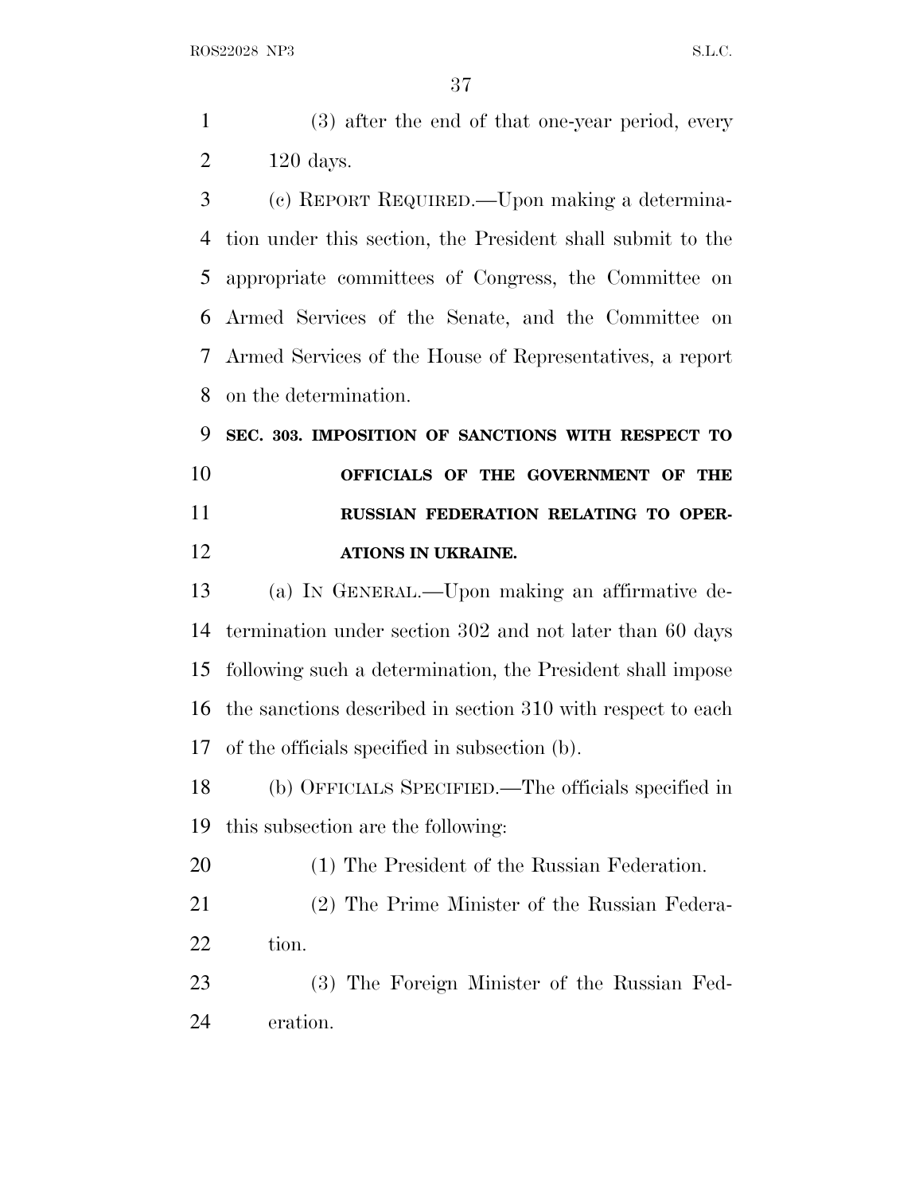(3) after the end of that one-year period, every 120 days.

(c) REPORT REQUIRED.—Upon making a determination under this section, the President shall submit to the appropriate committees of Congress, the Committee on Armed Services of the Senate, and the Committee on Armed Services of the House of Representatives, a report on the determination.

**SEC. 303. IMPOSITION OF SANCTIONS WITH RESPECT TO OFFICIALS OF THE GOVERNMENT OF THE RUSSIAN FEDERATION RELATING TO OPERATIONS IN UKRAINE.**

(a) IN GENERAL.—Upon making an affirmative determination under section 302 and not later than 60 days following such a determination, the President shall impose the sanctions described in section 310 with respect to each of the officials specified in subsection (b).

(b) OFFICIALS SPECIFIED.—The officials specified in this subsection are the following:

(1) The President of the Russian Federation.

(2) The Prime Minister of the Russian Federation.

(3) The Foreign Minister of the Russian Federation.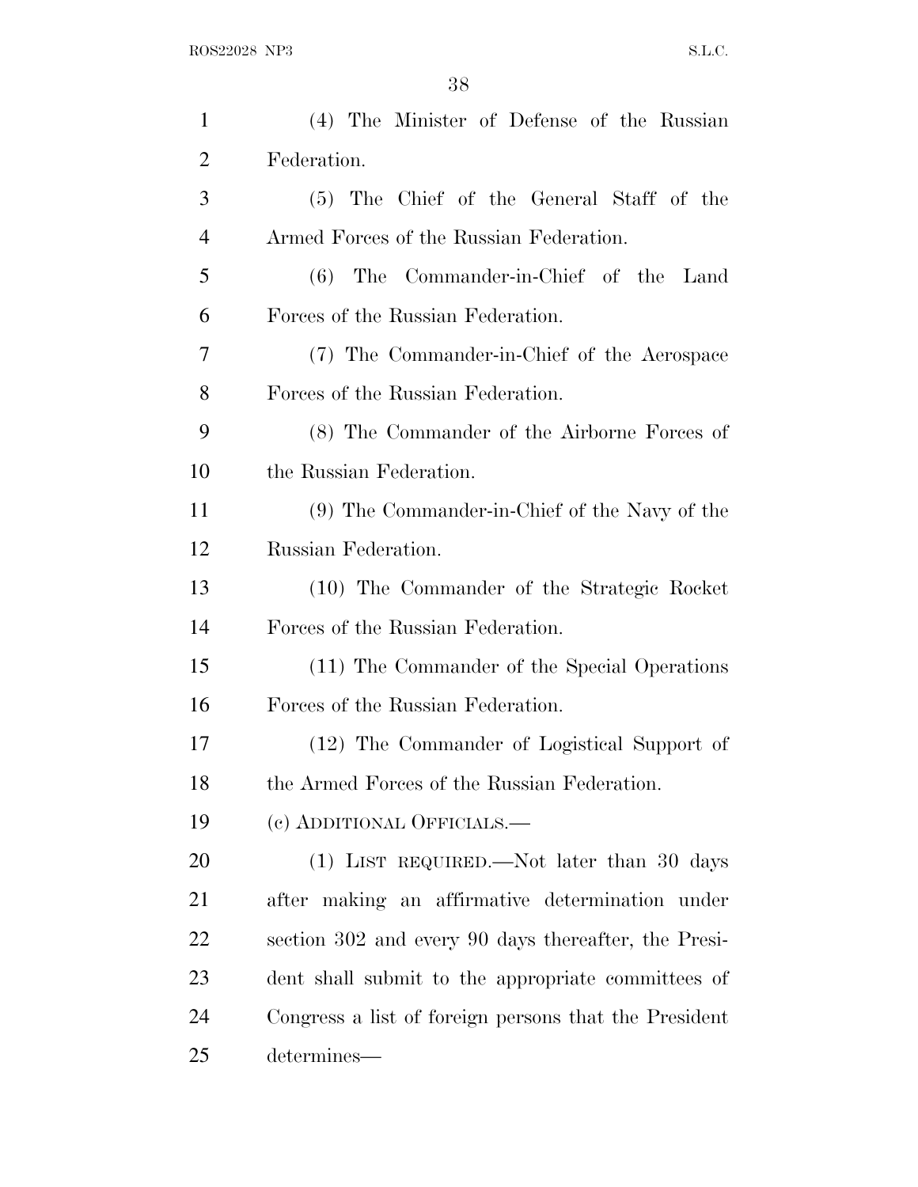(4) The Minister of Defense of the Russian Federation.

(5) The Chief of the General Staff of the Armed Forces of the Russian Federation.

(6) The Commander-in-Chief of the Land Forces of the Russian Federation.

(7) The Commander-in-Chief of the Aerospace Forces of the Russian Federation.

(8) The Commander of the Airborne Forces of the Russian Federation.

(9) The Commander-in-Chief of the Navy of the Russian Federation.

(10) The Commander of the Strategic Rocket Forces of the Russian Federation.

(11) The Commander of the Special Operations Forces of the Russian Federation.

(12) The Commander of Logistical Support of the Armed Forces of the Russian Federation.

(c) ADDITIONAL OFFICIALS.—

(1) LIST REQUIRED.—Not later than 30 days after making an affirmative determination under section 302 and every 90 days thereafter, the President shall submit to the appropriate committees of Congress a list of foreign persons that the President determines—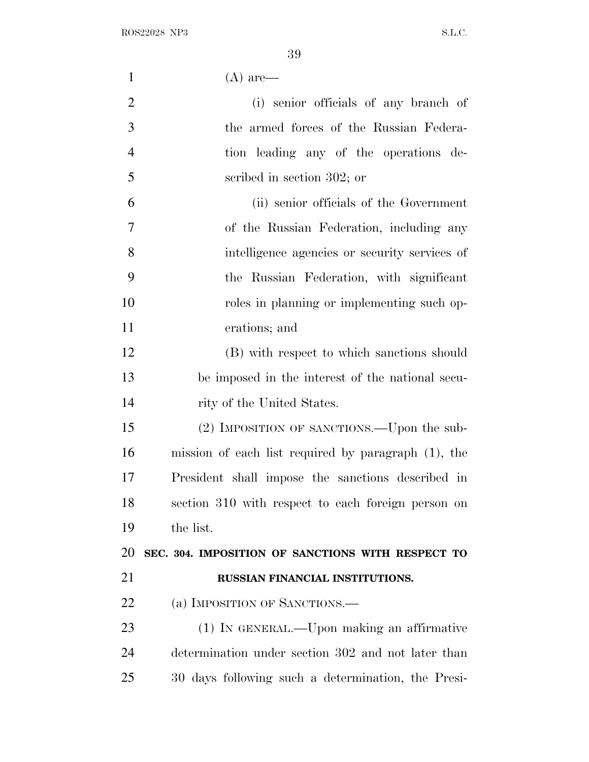(A) are—

(i) senior officials of any branch of the armed forces of the Russian Federation leading any of the operations described in section 302; or

(ii) senior officials of the Government of the Russian Federation, including any intelligence agencies or security services of the Russian Federation, with significant roles in planning or implementing such operations; and

(B) with respect to which sanctions should be imposed in the interest of the national security of the United States.

(2) IMPOSITION OF SANCTIONS.—Upon the submission of each list required by paragraph (1), the President shall impose the sanctions described in section 310 with respect to each foreign person on the list.

## SEC. 304. IMPOSITION OF SANCTIONS WITH RESPECT TO RUSSIAN FINANCIAL INSTITUTIONS.

(a) IMPOSITION OF SANCTIONS.—

(1) IN GENERAL.—Upon making an affirmative determination under section 302 and not later than 30 days following such a determination, the Presi-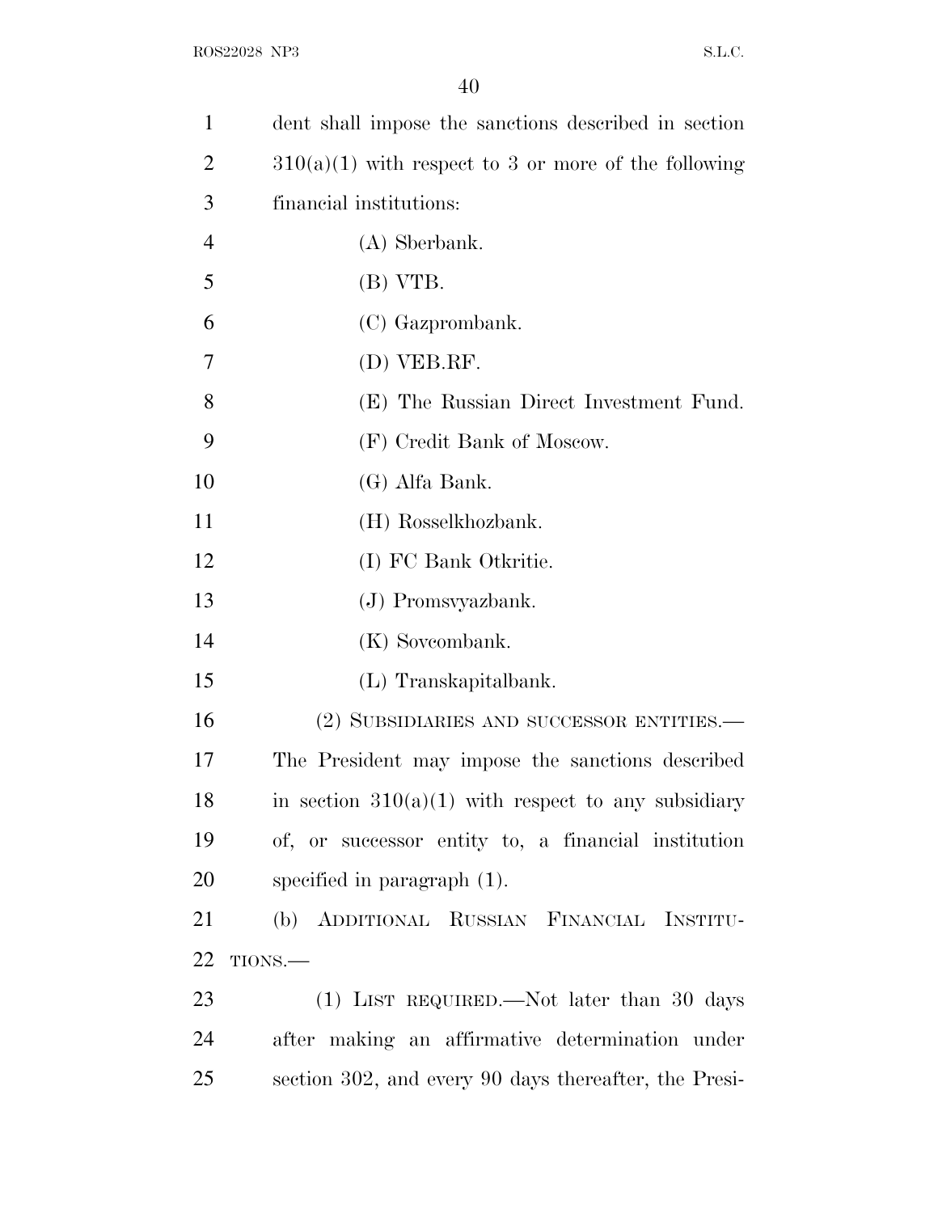dent shall impose the sanctions described in section 310(a)(1) with respect to 3 or more of the following financial institutions:

(A) Sberbank.

(B) VTB.

(C) Gazprombank.

(D) VEB.RF.

(E) The Russian Direct Investment Fund.

(F) Credit Bank of Moscow.

(G) Alfa Bank.

(H) Rosselkhozbank.

(I) FC Bank Otkritie.

(J) Promsvyazbank.

(K) Sovcombank.

(L) Transkapitalbank.

(2) SUBSIDIARIES AND SUCCESSOR ENTITIES.—The President may impose the sanctions described in section 310(a)(1) with respect to any subsidiary of, or successor entity to, a financial institution specified in paragraph (1).

(b) ADDITIONAL RUSSIAN FINANCIAL INSTITUTIONS.—

(1) LIST REQUIRED.—Not later than 30 days after making an affirmative determination under section 302, and every 90 days thereafter, the Presi-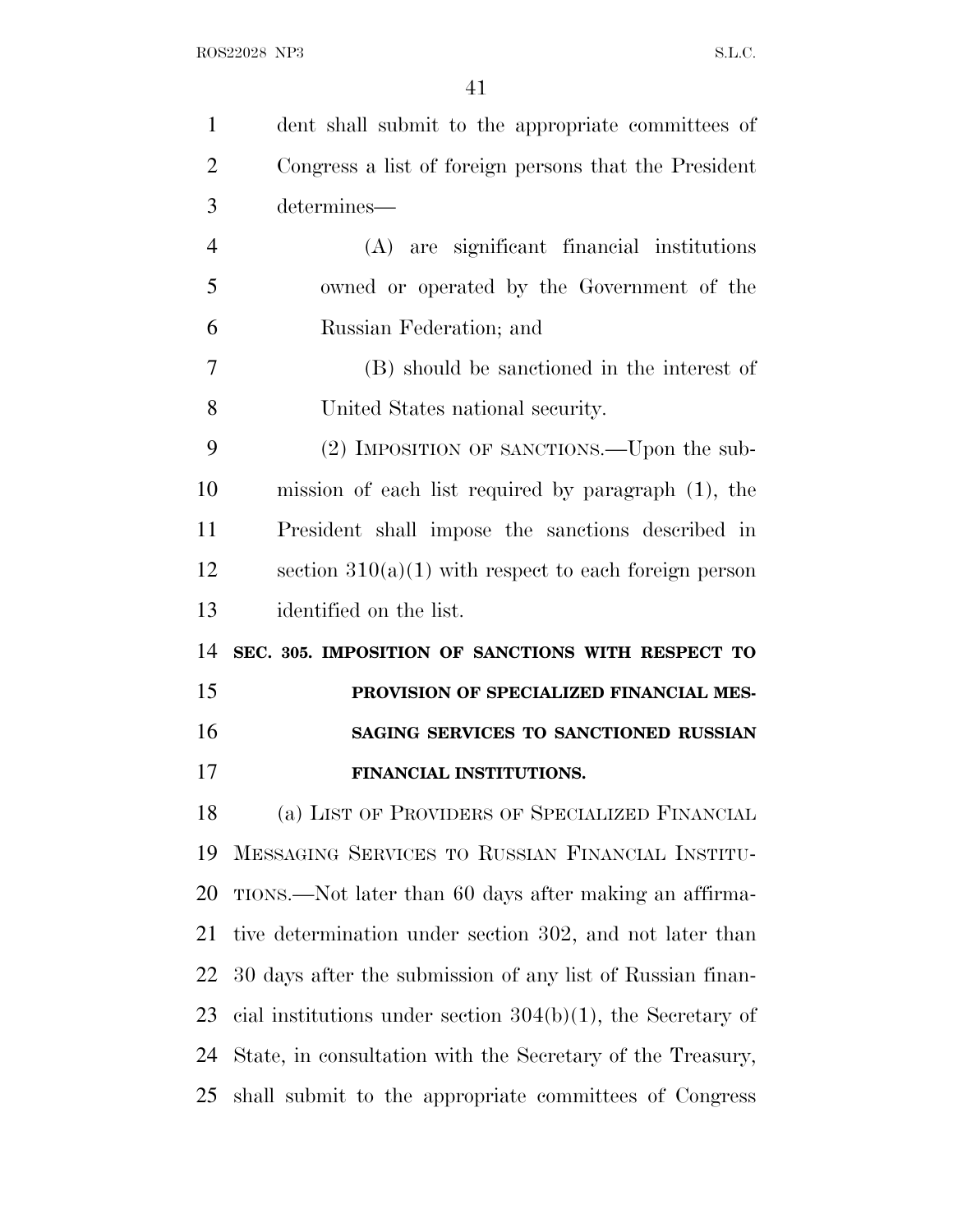dent shall submit to the appropriate committees of Congress a list of foreign persons that the President determines—

(A) are significant financial institutions owned or operated by the Government of the Russian Federation; and

(B) should be sanctioned in the interest of United States national security.

(2) IMPOSITION OF SANCTIONS.—Upon the submission of each list required by paragraph (1), the President shall impose the sanctions described in section 310(a)(1) with respect to each foreign person identified on the list.

**SEC. 305. IMPOSITION OF SANCTIONS WITH RESPECT TO PROVISION OF SPECIALIZED FINANCIAL MESSAGING SERVICES TO SANCTIONED RUSSIAN FINANCIAL INSTITUTIONS.**

(a) LIST OF PROVIDERS OF SPECIALIZED FINANCIAL MESSAGING SERVICES TO RUSSIAN FINANCIAL INSTITUTIONS.—Not later than 60 days after making an affirmative determination under section 302, and not later than 30 days after the submission of any list of Russian financial institutions under section 304(b)(1), the Secretary of State, in consultation with the Secretary of the Treasury, shall submit to the appropriate committees of Congress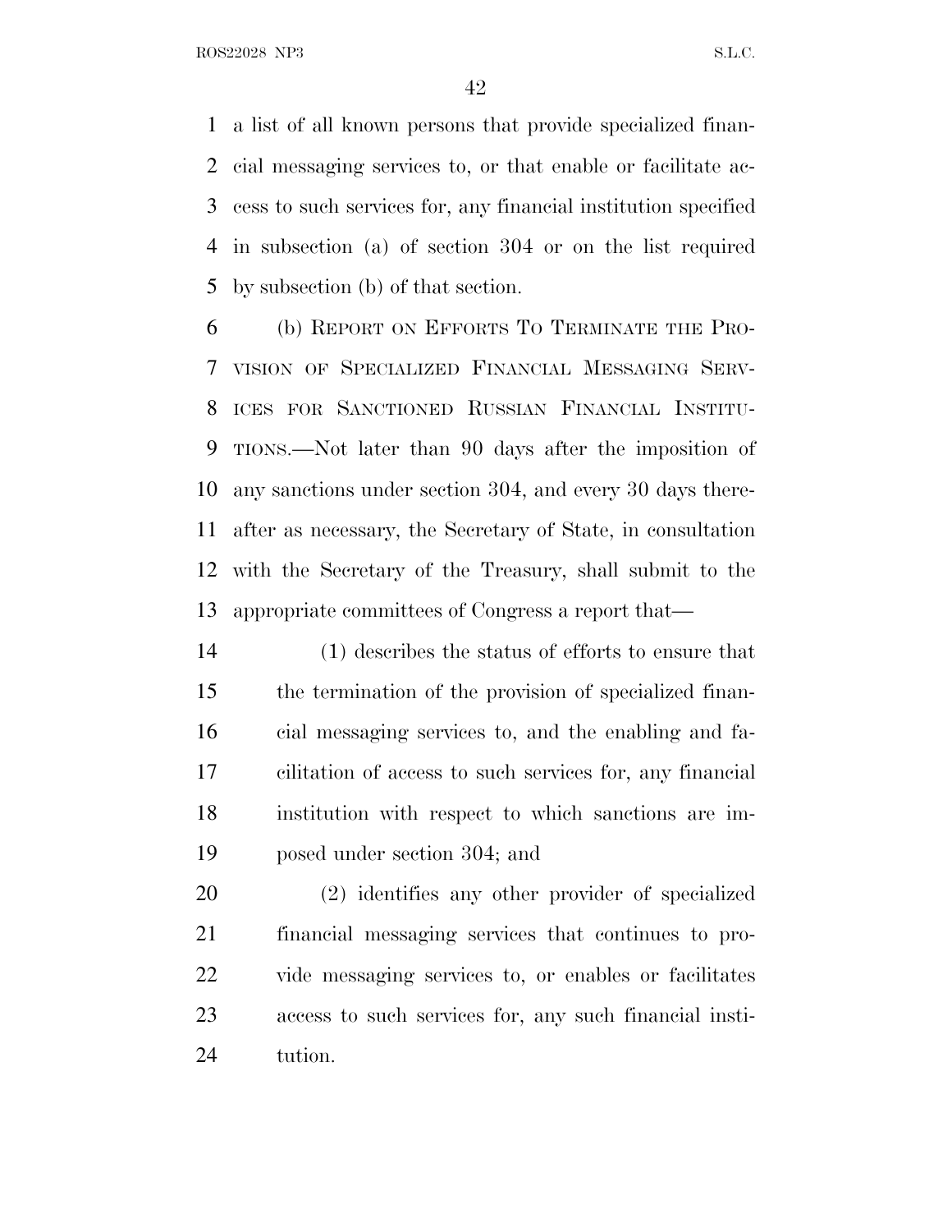a list of all known persons that provide specialized financial messaging services to, or that enable or facilitate access to such services for, any financial institution specified in subsection (a) of section 304 or on the list required by subsection (b) of that section.

(b) REPORT ON EFFORTS TO TERMINATE THE PROVISION OF SPECIALIZED FINANCIAL MESSAGING SERVICES FOR SANCTIONED RUSSIAN FINANCIAL INSTITUTIONS.—Not later than 90 days after the imposition of any sanctions under section 304, and every 30 days thereafter as necessary, the Secretary of State, in consultation with the Secretary of the Treasury, shall submit to the appropriate committees of Congress a report that—

(1) describes the status of efforts to ensure that the termination of the provision of specialized financial messaging services to, and the enabling and facilitation of access to such services for, any financial institution with respect to which sanctions are imposed under section 304; and

(2) identifies any other provider of specialized financial messaging services that continues to provide messaging services to, or enables or facilitates access to such services for, any such financial institution.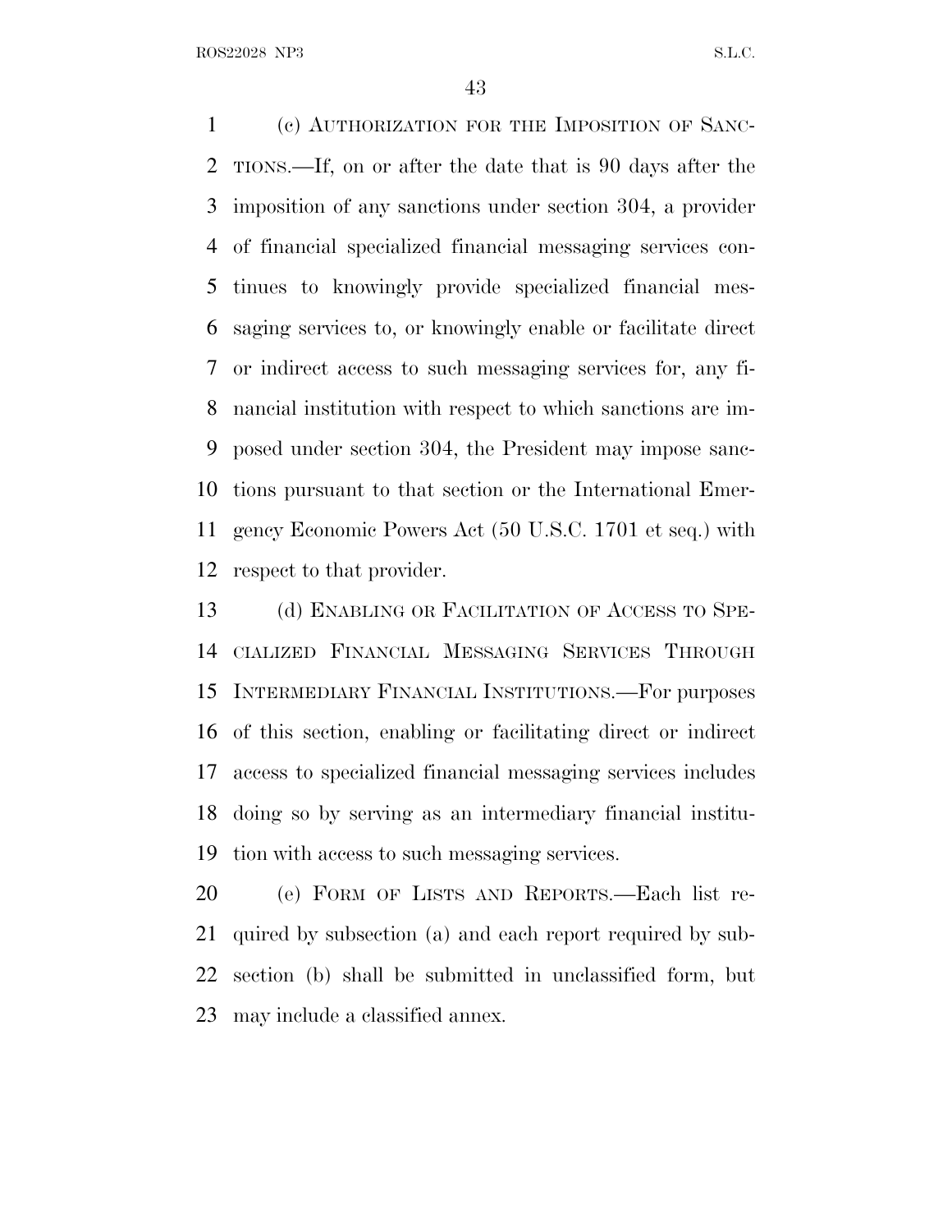(c) AUTHORIZATION FOR THE IMPOSITION OF SANCTIONS.—If, on or after the date that is 90 days after the imposition of any sanctions under section 304, a provider of financial specialized financial messaging services continues to knowingly provide specialized financial messaging services to, or knowingly enable or facilitate direct or indirect access to such messaging services for, any financial institution with respect to which sanctions are imposed under section 304, the President may impose sanctions pursuant to that section or the International Emergency Economic Powers Act (50 U.S.C. 1701 et seq.) with respect to that provider.

(d) ENABLING OR FACILITATION OF ACCESS TO SPECIALIZED FINANCIAL MESSAGING SERVICES THROUGH INTERMEDIARY FINANCIAL INSTITUTIONS.—For purposes of this section, enabling or facilitating direct or indirect access to specialized financial messaging services includes doing so by serving as an intermediary financial institution with access to such messaging services.

(e) FORM OF LISTS AND REPORTS.—Each list required by subsection (a) and each report required by subsection (b) shall be submitted in unclassified form, but may include a classified annex.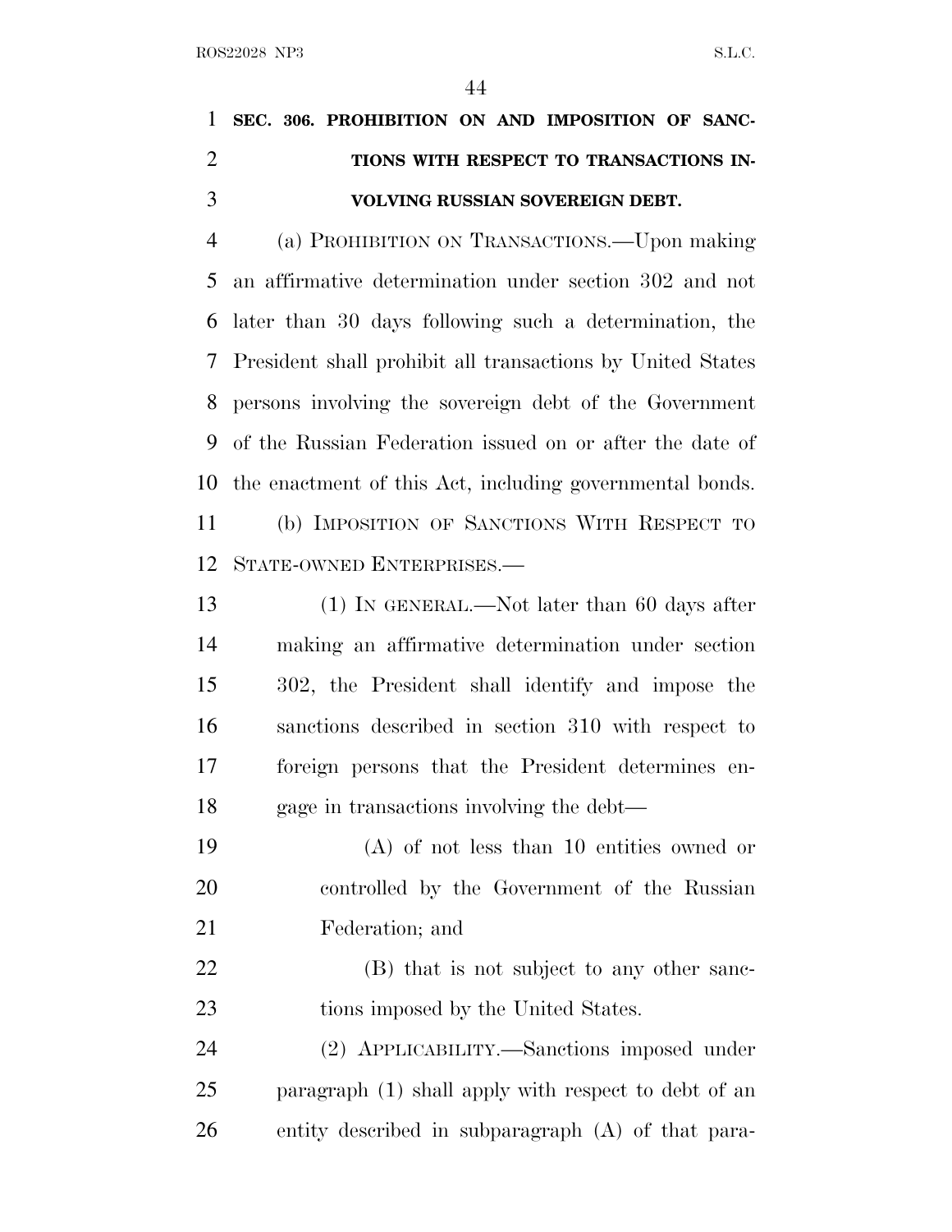**SEC. 306. PROHIBITION ON AND IMPOSITION OF SANCTIONS WITH RESPECT TO TRANSACTIONS INVOLVING RUSSIAN SOVEREIGN DEBT.**

(a) PROHIBITION ON TRANSACTIONS.—Upon making an affirmative determination under section 302 and not later than 30 days following such a determination, the President shall prohibit all transactions by United States persons involving the sovereign debt of the Government of the Russian Federation issued on or after the date of the enactment of this Act, including governmental bonds.

(b) IMPOSITION OF SANCTIONS WITH RESPECT TO STATE-OWNED ENTERPRISES.—

(1) IN GENERAL.—Not later than 60 days after making an affirmative determination under section 302, the President shall identify and impose the sanctions described in section 310 with respect to foreign persons that the President determines engage in transactions involving the debt—

(A) of not less than 10 entities owned or controlled by the Government of the Russian Federation; and

(B) that is not subject to any other sanctions imposed by the United States.

(2) APPLICABILITY.—Sanctions imposed under paragraph (1) shall apply with respect to debt of an entity described in subparagraph (A) of that para-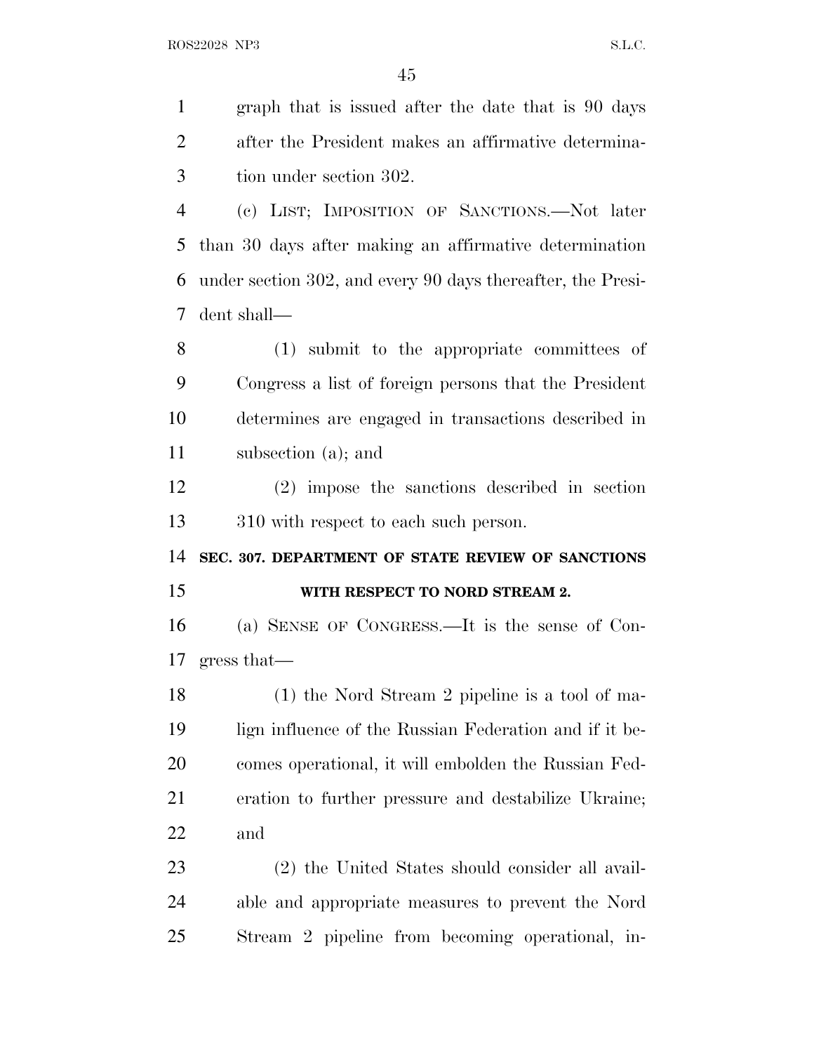graph that is issued after the date that is 90 days after the President makes an affirmative determination under section 302.

(c) LIST; IMPOSITION OF SANCTIONS.—Not later than 30 days after making an affirmative determination under section 302, and every 90 days thereafter, the President shall—

(1) submit to the appropriate committees of Congress a list of foreign persons that the President determines are engaged in transactions described in subsection (a); and

(2) impose the sanctions described in section 310 with respect to each such person.

**SEC. 307. DEPARTMENT OF STATE REVIEW OF SANCTIONS WITH RESPECT TO NORD STREAM 2.**

(a) SENSE OF CONGRESS.—It is the sense of Congress that—

(1) the Nord Stream 2 pipeline is a tool of malign influence of the Russian Federation and if it becomes operational, it will embolden the Russian Federation to further pressure and destabilize Ukraine; and

(2) the United States should consider all available and appropriate measures to prevent the Nord Stream 2 pipeline from becoming operational, in-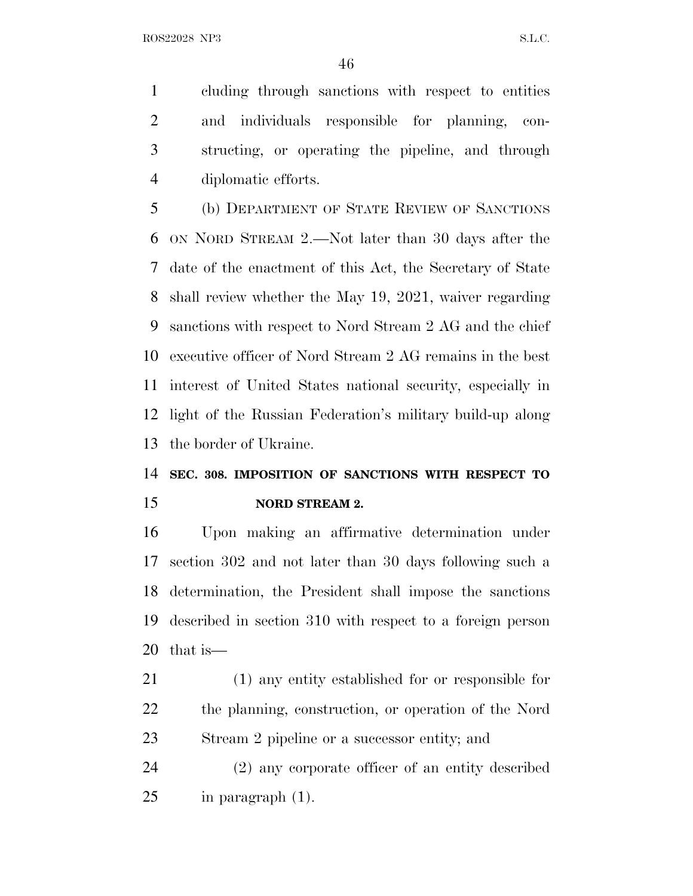cluding through sanctions with respect to entities and individuals responsible for planning, constructing, or operating the pipeline, and through diplomatic efforts.

(b) DEPARTMENT OF STATE REVIEW OF SANCTIONS ON NORD STREAM 2.—Not later than 30 days after the date of the enactment of this Act, the Secretary of State shall review whether the May 19, 2021, waiver regarding sanctions with respect to Nord Stream 2 AG and the chief executive officer of Nord Stream 2 AG remains in the best interest of United States national security, especially in light of the Russian Federation's military build-up along the border of Ukraine.

**SEC. 308. IMPOSITION OF SANCTIONS WITH RESPECT TO NORD STREAM 2.**

Upon making an affirmative determination under section 302 and not later than 30 days following such a determination, the President shall impose the sanctions described in section 310 with respect to a foreign person that is—

(1) any entity established for or responsible for the planning, construction, or operation of the Nord Stream 2 pipeline or a successor entity; and

(2) any corporate officer of an entity described in paragraph (1).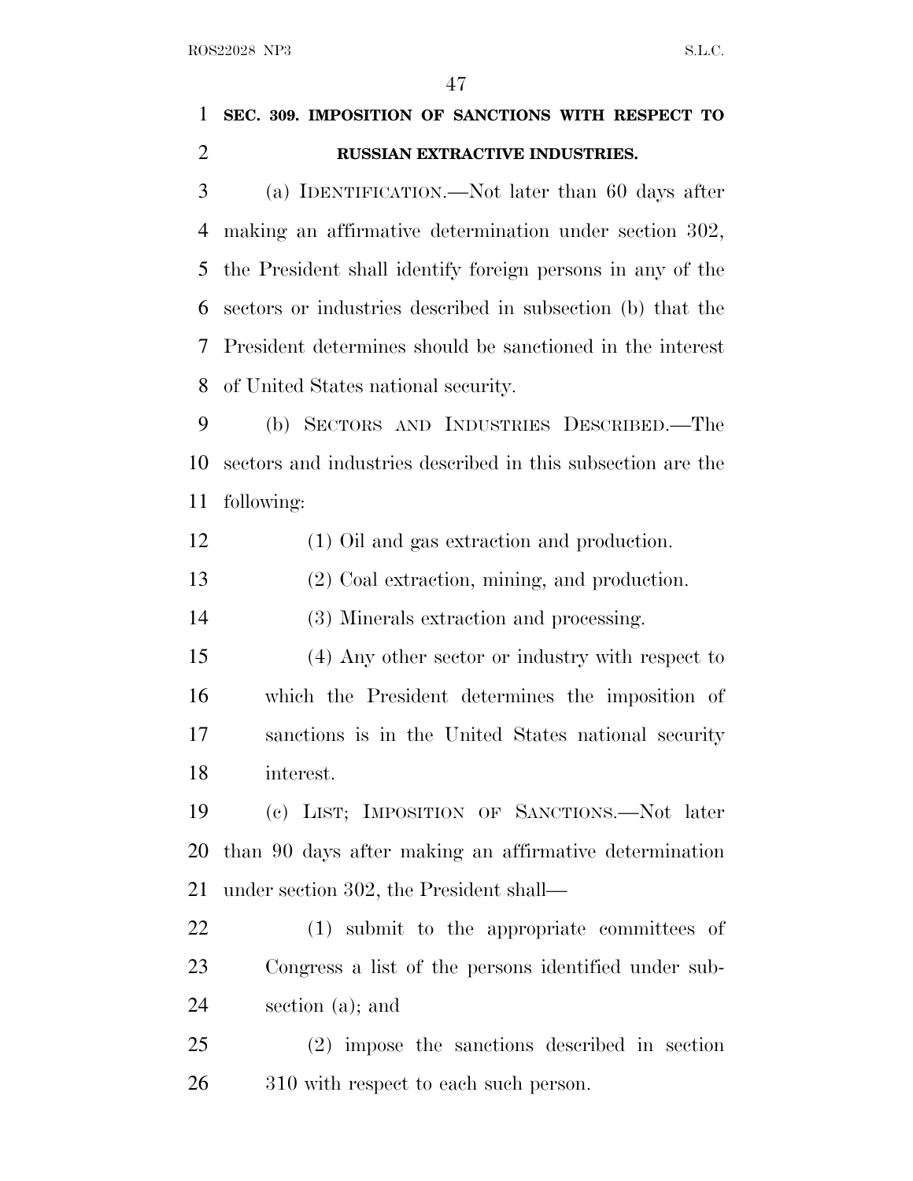**SEC. 309. IMPOSITION OF SANCTIONS WITH RESPECT TO RUSSIAN EXTRACTIVE INDUSTRIES.**

(a) IDENTIFICATION.—Not later than 60 days after making an affirmative determination under section 302, the President shall identify foreign persons in any of the sectors or industries described in subsection (b) that the President determines should be sanctioned in the interest of United States national security.

(b) SECTORS AND INDUSTRIES DESCRIBED.—The sectors and industries described in this subsection are the following:

(1) Oil and gas extraction and production.

(2) Coal extraction, mining, and production.

(3) Minerals extraction and processing.

(4) Any other sector or industry with respect to which the President determines the imposition of sanctions is in the United States national security interest.

(c) LIST; IMPOSITION OF SANCTIONS.—Not later than 90 days after making an affirmative determination under section 302, the President shall—

(1) submit to the appropriate committees of Congress a list of the persons identified under subsection (a); and

(2) impose the sanctions described in section 310 with respect to each such person.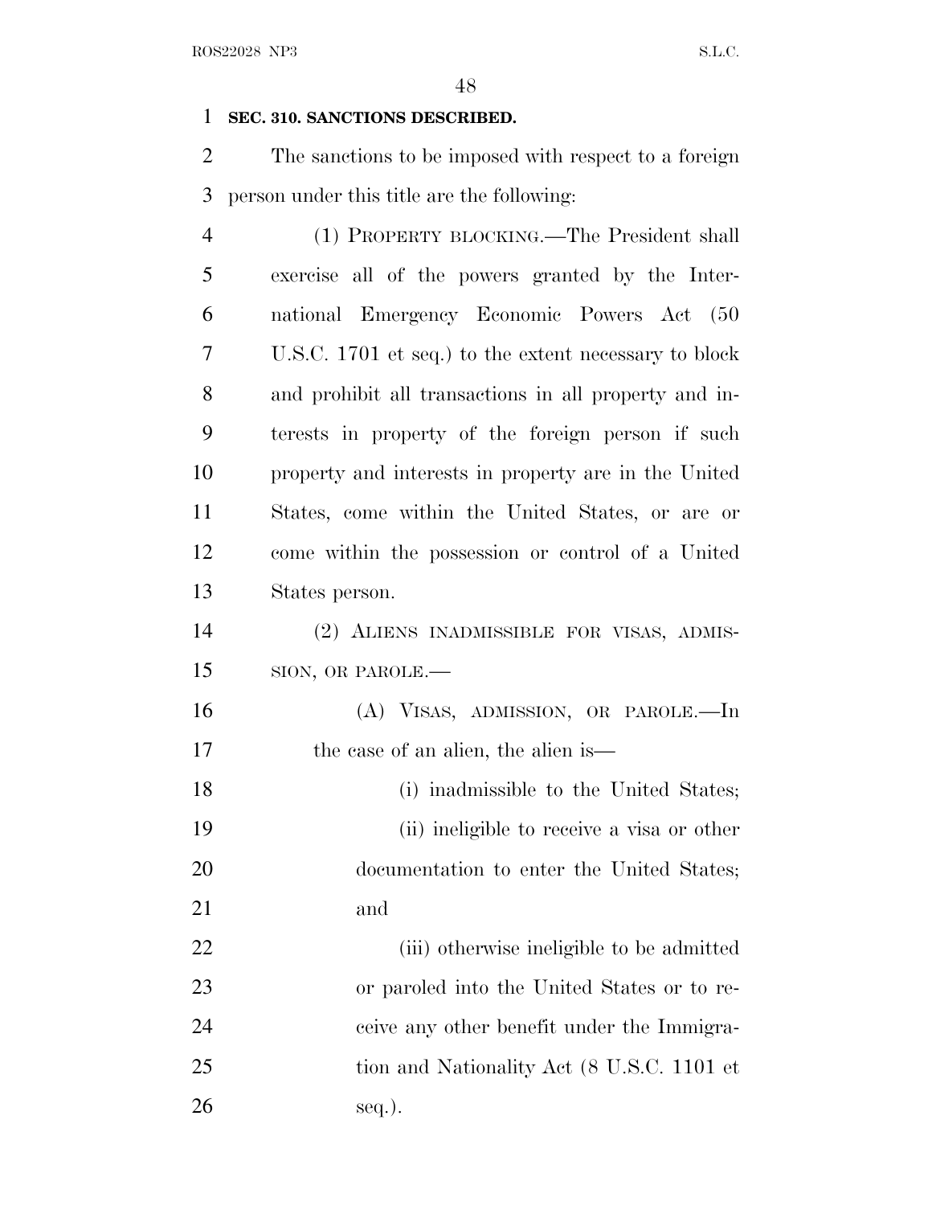**SEC. 310. SANCTIONS DESCRIBED.**

The sanctions to be imposed with respect to a foreign person under this title are the following:

(1) PROPERTY BLOCKING.—The President shall exercise all of the powers granted by the International Emergency Economic Powers Act (50 U.S.C. 1701 et seq.) to the extent necessary to block and prohibit all transactions in all property and interests in property of the foreign person if such property and interests in property are in the United States, come within the United States, or are or come within the possession or control of a United States person.

(2) ALIENS INADMISSIBLE FOR VISAS, ADMISSION, OR PAROLE.—

(A) VISAS, ADMISSION, OR PAROLE.—In the case of an alien, the alien is—

(i) inadmissible to the United States;

(ii) ineligible to receive a visa or other documentation to enter the United States; and

(iii) otherwise ineligible to be admitted or paroled into the United States or to receive any other benefit under the Immigration and Nationality Act (8 U.S.C. 1101 et seq.).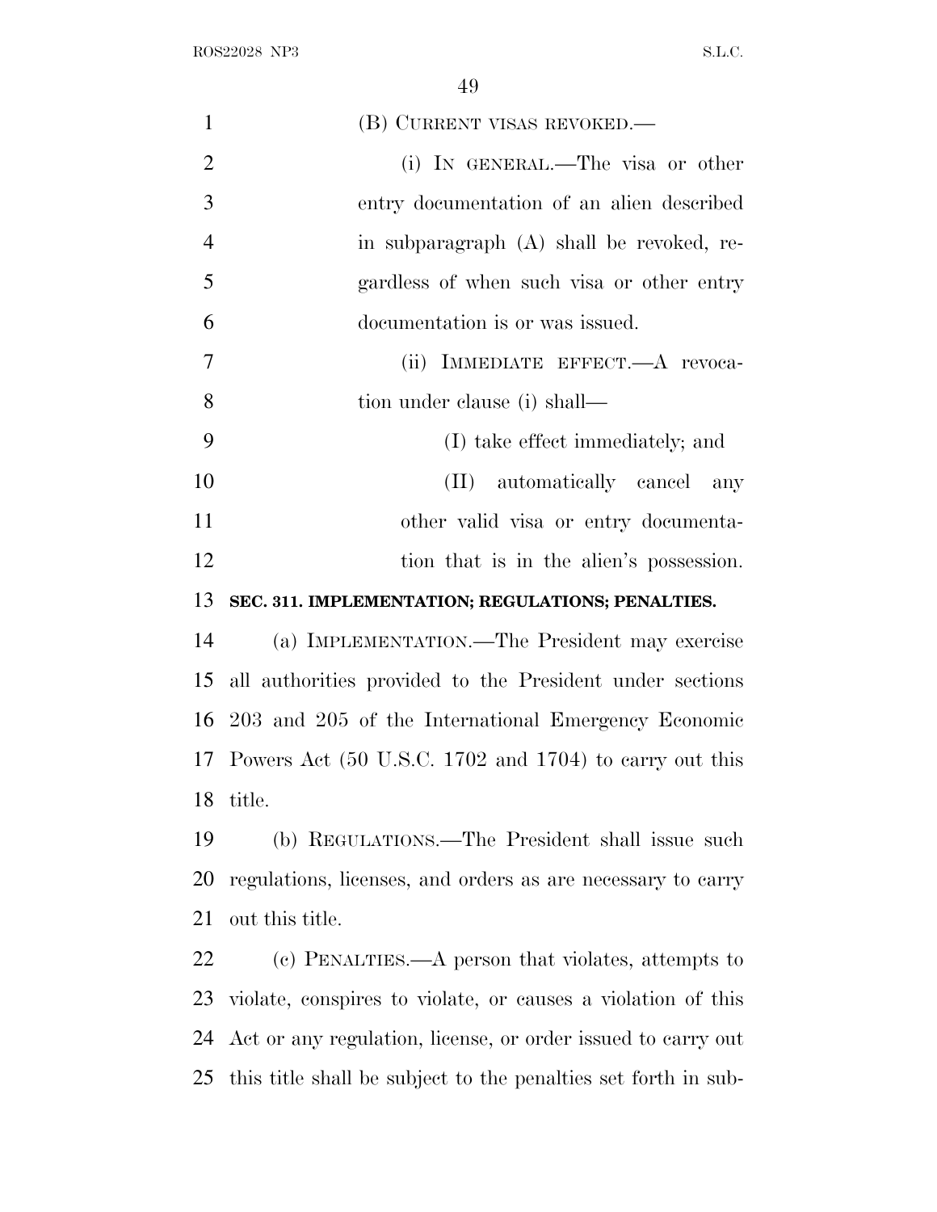(B) CURRENT VISAS REVOKED.—

(i) IN GENERAL.—The visa or other entry documentation of an alien described in subparagraph (A) shall be revoked, regardless of when such visa or other entry documentation is or was issued.

(ii) IMMEDIATE EFFECT.—A revocation under clause (i) shall—

(I) take effect immediately; and

(II) automatically cancel any other valid visa or entry documentation that is in the alien's possession.

**SEC. 311. IMPLEMENTATION; REGULATIONS; PENALTIES.**

(a) IMPLEMENTATION.—The President may exercise all authorities provided to the President under sections 203 and 205 of the International Emergency Economic Powers Act (50 U.S.C. 1702 and 1704) to carry out this title.

(b) REGULATIONS.—The President shall issue such regulations, licenses, and orders as are necessary to carry out this title.

(c) PENALTIES.—A person that violates, attempts to violate, conspires to violate, or causes a violation of this Act or any regulation, license, or order issued to carry out this title shall be subject to the penalties set forth in sub-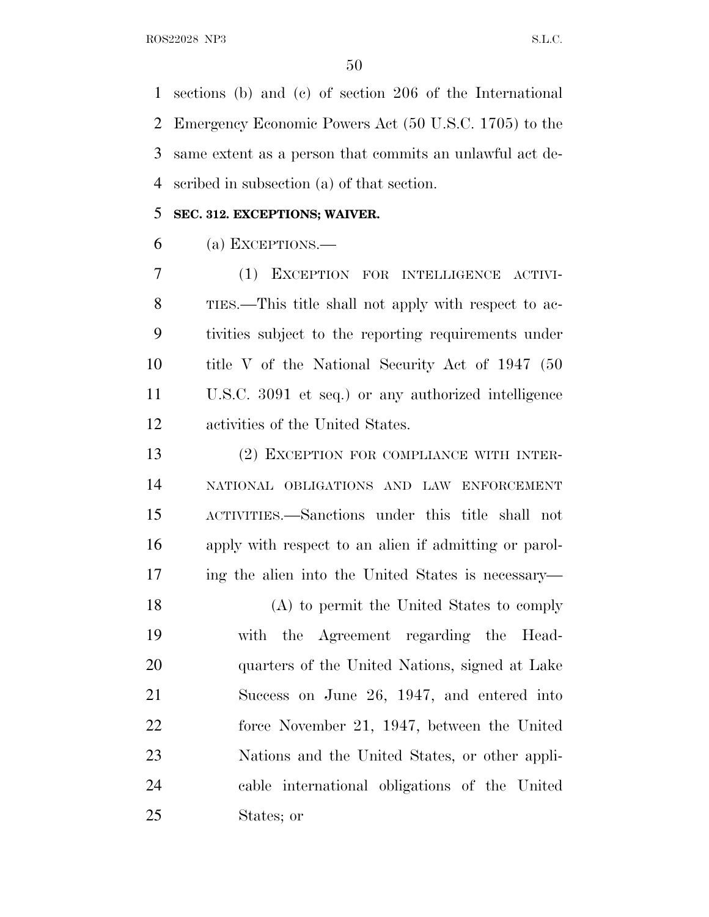sections (b) and (c) of section 206 of the International Emergency Economic Powers Act (50 U.S.C. 1705) to the same extent as a person that commits an unlawful act described in subsection (a) of that section.

**SEC. 312. EXCEPTIONS; WAIVER.**

(a) EXCEPTIONS.—

(1) EXCEPTION FOR INTELLIGENCE ACTIVITIES.—This title shall not apply with respect to activities subject to the reporting requirements under title V of the National Security Act of 1947 (50 U.S.C. 3091 et seq.) or any authorized intelligence activities of the United States.

(2) EXCEPTION FOR COMPLIANCE WITH INTERNATIONAL OBLIGATIONS AND LAW ENFORCEMENT ACTIVITIES.—Sanctions under this title shall not apply with respect to an alien if admitting or paroling the alien into the United States is necessary—

(A) to permit the United States to comply with the Agreement regarding the Headquarters of the United Nations, signed at Lake Success on June 26, 1947, and entered into force November 21, 1947, between the United Nations and the United States, or other applicable international obligations of the United States; or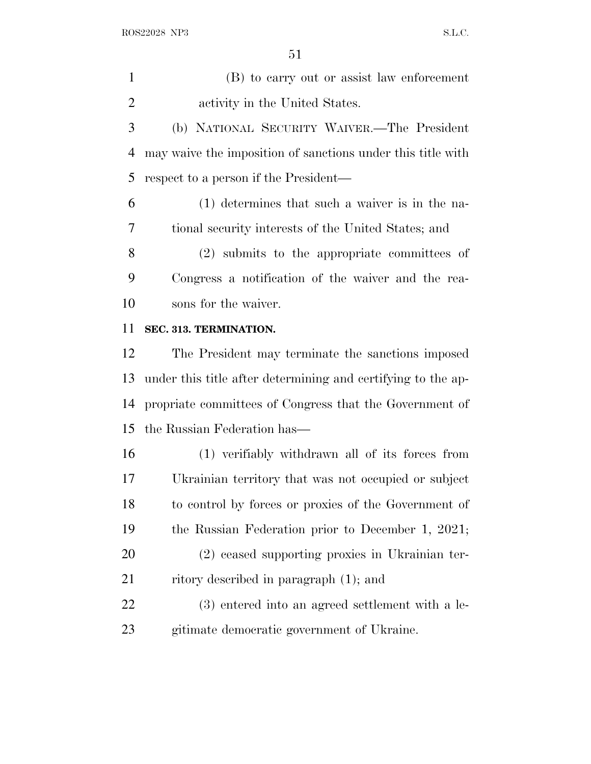(B) to carry out or assist law enforcement activity in the United States.

(b) NATIONAL SECURITY WAIVER.—The President may waive the imposition of sanctions under this title with respect to a person if the President—

(1) determines that such a waiver is in the national security interests of the United States; and

(2) submits to the appropriate committees of Congress a notification of the waiver and the reasons for the waiver.

**SEC. 313. TERMINATION.**

The President may terminate the sanctions imposed under this title after determining and certifying to the appropriate committees of Congress that the Government of the Russian Federation has—

(1) verifiably withdrawn all of its forces from Ukrainian territory that was not occupied or subject to control by forces or proxies of the Government of the Russian Federation prior to December 1, 2021;

(2) ceased supporting proxies in Ukrainian territory described in paragraph (1); and

(3) entered into an agreed settlement with a legitimate democratic government of Ukraine.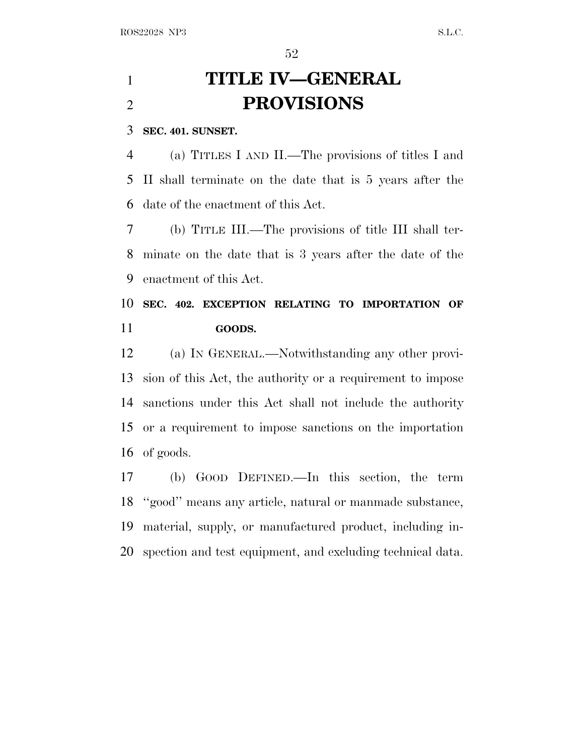# TITLE IV—GENERAL PROVISIONS

**SEC. 401. SUNSET.**

(a) TITLES I AND II.—The provisions of titles I and II shall terminate on the date that is 5 years after the date of the enactment of this Act.

(b) TITLE III.—The provisions of title III shall terminate on the date that is 3 years after the date of the enactment of this Act.

**SEC. 402. EXCEPTION RELATING TO IMPORTATION OF GOODS.**

(a) IN GENERAL.—Notwithstanding any other provision of this Act, the authority or a requirement to impose sanctions under this Act shall not include the authority or a requirement to impose sanctions on the importation of goods.

(b) GOOD DEFINED.—In this section, the term ''good'' means any article, natural or manmade substance, material, supply, or manufactured product, including inspection and test equipment, and excluding technical data.